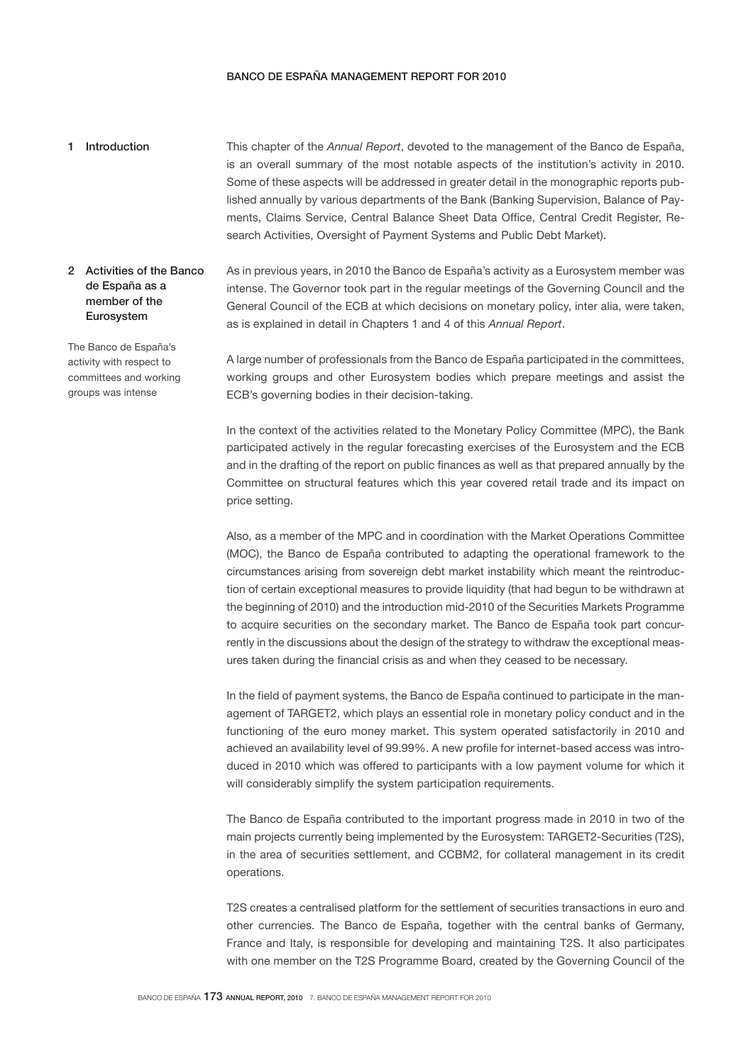# BANCO DE ESPAÑA MANAGEMENT REPORT FOR 2010

## 1 Introduction

This chapter of the *Annual Report*, devoted to the management of the Banco de España, is an overall summary of the most notable aspects of the institution's activity in 2010. Some of these aspects will be addressed in greater detail in the monographic reports published annually by various departments of the Bank (Banking Supervision, Balance of Payments, Claims Service, Central Balance Sheet Data Office, Central Credit Register, Research Activities, Oversight of Payment Systems and Public Debt Market).

## 2 Activities of the Banco de España as a member of the Eurosystem

As in previous years, in 2010 the Banco de España's activity as a Eurosystem member was intense. The Governor took part in the regular meetings of the Governing Council and the General Council of the ECB at which decisions on monetary policy, inter alia, were taken, as is explained in detail in Chapters 1 and 4 of this *Annual Report*.

The Banco de España's activity with respect to committees and working groups was intense

A large number of professionals from the Banco de España participated in the committees, working groups and other Eurosystem bodies which prepare meetings and assist the ECB's governing bodies in their decision-taking.

In the context of the activities related to the Monetary Policy Committee (MPC), the Bank participated actively in the regular forecasting exercises of the Eurosystem and the ECB and in the drafting of the report on public finances as well as that prepared annually by the Committee on structural features which this year covered retail trade and its impact on price setting.

Also, as a member of the MPC and in coordination with the Market Operations Committee (MOC), the Banco de España contributed to adapting the operational framework to the circumstances arising from sovereign debt market instability which meant the reintroduction of certain exceptional measures to provide liquidity (that had begun to be withdrawn at the beginning of 2010) and the introduction mid-2010 of the Securities Markets Programme to acquire securities on the secondary market. The Banco de España took part concurrently in the discussions about the design of the strategy to withdraw the exceptional measures taken during the financial crisis as and when they ceased to be necessary.

In the field of payment systems, the Banco de España continued to participate in the management of TARGET2, which plays an essential role in monetary policy conduct and in the functioning of the euro money market. This system operated satisfactorily in 2010 and achieved an availability level of 99.99%. A new profile for internet-based access was introduced in 2010 which was offered to participants with a low payment volume for which it will considerably simplify the system participation requirements.

The Banco de España contributed to the important progress made in 2010 in two of the main projects currently being implemented by the Eurosystem: TARGET2-Securities (T2S), in the area of securities settlement, and CCBM2, for collateral management in its credit operations.

T2S creates a centralised platform for the settlement of securities transactions in euro and other currencies. The Banco de España, together with the central banks of Germany, France and Italy, is responsible for developing and maintaining T2S. It also participates with one member on the T2S Programme Board, created by the Governing Council of the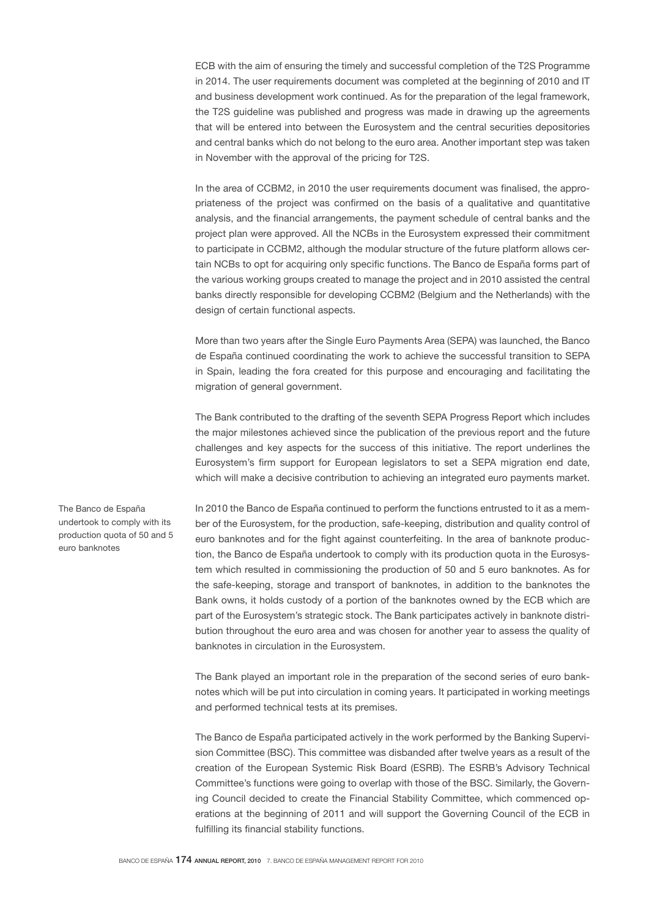ECB with the aim of ensuring the timely and successful completion of the T2S Programme in 2014. The user requirements document was completed at the beginning of 2010 and IT and business development work continued. As for the preparation of the legal framework, the T2S guideline was published and progress was made in drawing up the agreements that will be entered into between the Eurosystem and the central securities depositories and central banks which do not belong to the euro area. Another important step was taken in November with the approval of the pricing for T2S.

In the area of CCBM2, in 2010 the user requirements document was finalised, the appropriateness of the project was confirmed on the basis of a qualitative and quantitative analysis, and the financial arrangements, the payment schedule of central banks and the project plan were approved. All the NCBs in the Eurosystem expressed their commitment to participate in CCBM2, although the modular structure of the future platform allows certain NCBs to opt for acquiring only specific functions. The Banco de España forms part of the various working groups created to manage the project and in 2010 assisted the central banks directly responsible for developing CCBM2 (Belgium and the Netherlands) with the design of certain functional aspects.

More than two years after the Single Euro Payments Area (SEPA) was launched, the Banco de España continued coordinating the work to achieve the successful transition to SEPA in Spain, leading the fora created for this purpose and encouraging and facilitating the migration of general government.

The Bank contributed to the drafting of the seventh SEPA Progress Report which includes the major milestones achieved since the publication of the previous report and the future challenges and key aspects for the success of this initiative. The report underlines the Eurosystem's firm support for European legislators to set a SEPA migration end date, which will make a decisive contribution to achieving an integrated euro payments market.

The Banco de España undertook to comply with its production quota of 50 and 5 euro banknotes

In 2010 the Banco de España continued to perform the functions entrusted to it as a member of the Eurosystem, for the production, safe-keeping, distribution and quality control of euro banknotes and for the fight against counterfeiting. In the area of banknote production, the Banco de España undertook to comply with its production quota in the Eurosystem which resulted in commissioning the production of 50 and 5 euro banknotes. As for the safe-keeping, storage and transport of banknotes, in addition to the banknotes the Bank owns, it holds custody of a portion of the banknotes owned by the ECB which are part of the Eurosystem's strategic stock. The Bank participates actively in banknote distribution throughout the euro area and was chosen for another year to assess the quality of banknotes in circulation in the Eurosystem.

The Bank played an important role in the preparation of the second series of euro banknotes which will be put into circulation in coming years. It participated in working meetings and performed technical tests at its premises.

The Banco de España participated actively in the work performed by the Banking Supervision Committee (BSC). This committee was disbanded after twelve years as a result of the creation of the European Systemic Risk Board (ESRB). The ESRB's Advisory Technical Committee's functions were going to overlap with those of the BSC. Similarly, the Governing Council decided to create the Financial Stability Committee, which commenced operations at the beginning of 2011 and will support the Governing Council of the ECB in fulfilling its financial stability functions.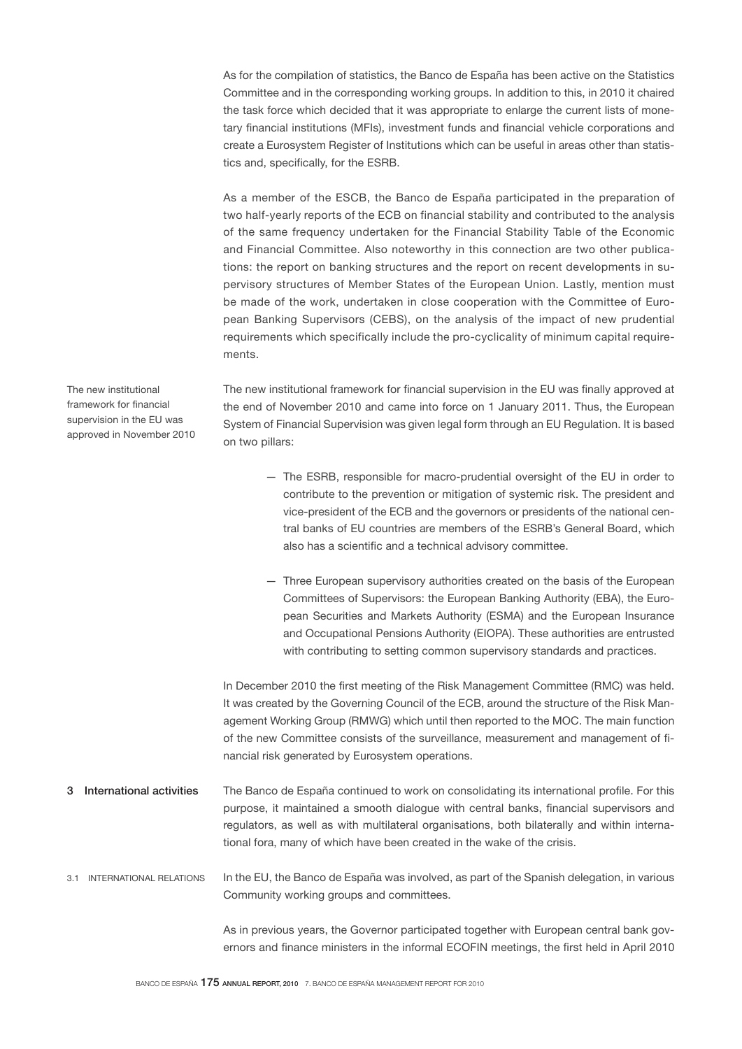As for the compilation of statistics, the Banco de España has been active on the Statistics Committee and in the corresponding working groups. In addition to this, in 2010 it chaired the task force which decided that it was appropriate to enlarge the current lists of monetary financial institutions (MFIs), investment funds and financial vehicle corporations and create a Eurosystem Register of Institutions which can be useful in areas other than statistics and, specifically, for the ESRB.

As a member of the ESCB, the Banco de España participated in the preparation of two half-yearly reports of the ECB on financial stability and contributed to the analysis of the same frequency undertaken for the Financial Stability Table of the Economic and Financial Committee. Also noteworthy in this connection are two other publications: the report on banking structures and the report on recent developments in supervisory structures of Member States of the European Union. Lastly, mention must be made of the work, undertaken in close cooperation with the Committee of European Banking Supervisors (CEBS), on the analysis of the impact of new prudential requirements which specifically include the pro-cyclicality of minimum capital requirements.

*The new institutional framework for financial supervision in the EU was approved in November 2010*

The new institutional framework for financial supervision in the EU was finally approved at the end of November 2010 and came into force on 1 January 2011. Thus, the European System of Financial Supervision was given legal form through an EU Regulation. It is based on two pillars:

— The ESRB, responsible for macro-prudential oversight of the EU in order to contribute to the prevention or mitigation of systemic risk. The president and vice-president of the ECB and the governors or presidents of the national central banks of EU countries are members of the ESRB's General Board, which also has a scientific and a technical advisory committee.

— Three European supervisory authorities created on the basis of the European Committees of Supervisors: the European Banking Authority (EBA), the European Securities and Markets Authority (ESMA) and the European Insurance and Occupational Pensions Authority (EIOPA). These authorities are entrusted with contributing to setting common supervisory standards and practices.

In December 2010 the first meeting of the Risk Management Committee (RMC) was held. It was created by the Governing Council of the ECB, around the structure of the Risk Management Working Group (RMWG) which until then reported to the MOC. The main function of the new Committee consists of the surveillance, measurement and management of financial risk generated by Eurosystem operations.

## 3 International activities

The Banco de España continued to work on consolidating its international profile. For this purpose, it maintained a smooth dialogue with central banks, financial supervisors and regulators, as well as with multilateral organisations, both bilaterally and within international fora, many of which have been created in the wake of the crisis.

### 3.1 INTERNATIONAL RELATIONS

In the EU, the Banco de España was involved, as part of the Spanish delegation, in various Community working groups and committees.

As in previous years, the Governor participated together with European central bank governors and finance ministers in the informal ECOFIN meetings, the first held in April 2010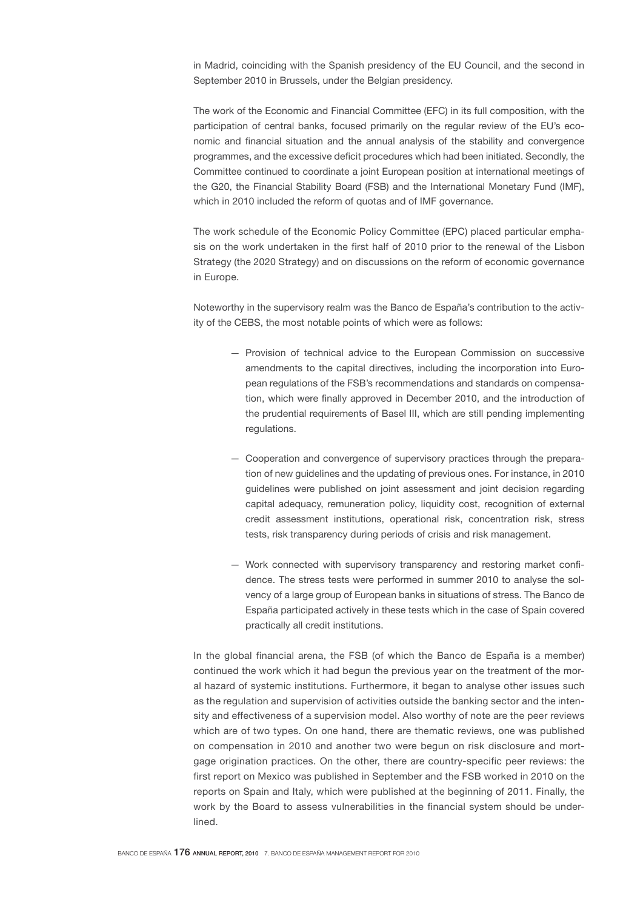in Madrid, coinciding with the Spanish presidency of the EU Council, and the second in September 2010 in Brussels, under the Belgian presidency.

The work of the Economic and Financial Committee (EFC) in its full composition, with the participation of central banks, focused primarily on the regular review of the EU's economic and financial situation and the annual analysis of the stability and convergence programmes, and the excessive deficit procedures which had been initiated. Secondly, the Committee continued to coordinate a joint European position at international meetings of the G20, the Financial Stability Board (FSB) and the International Monetary Fund (IMF), which in 2010 included the reform of quotas and of IMF governance.

The work schedule of the Economic Policy Committee (EPC) placed particular emphasis on the work undertaken in the first half of 2010 prior to the renewal of the Lisbon Strategy (the 2020 Strategy) and on discussions on the reform of economic governance in Europe.

Noteworthy in the supervisory realm was the Banco de España's contribution to the activity of the CEBS, the most notable points of which were as follows:

- Provision of technical advice to the European Commission on successive amendments to the capital directives, including the incorporation into European regulations of the FSB's recommendations and standards on compensation, which were finally approved in December 2010, and the introduction of the prudential requirements of Basel III, which are still pending implementing regulations.

- Cooperation and convergence of supervisory practices through the preparation of new guidelines and the updating of previous ones. For instance, in 2010 guidelines were published on joint assessment and joint decision regarding capital adequacy, remuneration policy, liquidity cost, recognition of external credit assessment institutions, operational risk, concentration risk, stress tests, risk transparency during periods of crisis and risk management.

- Work connected with supervisory transparency and restoring market confidence. The stress tests were performed in summer 2010 to analyse the solvency of a large group of European banks in situations of stress. The Banco de España participated actively in these tests which in the case of Spain covered practically all credit institutions.

In the global financial arena, the FSB (of which the Banco de España is a member) continued the work which it had begun the previous year on the treatment of the moral hazard of systemic institutions. Furthermore, it began to analyse other issues such as the regulation and supervision of activities outside the banking sector and the intensity and effectiveness of a supervision model. Also worthy of note are the peer reviews which are of two types. On one hand, there are thematic reviews, one was published on compensation in 2010 and another two were begun on risk disclosure and mortgage origination practices. On the other, there are country-specific peer reviews: the first report on Mexico was published in September and the FSB worked in 2010 on the reports on Spain and Italy, which were published at the beginning of 2011. Finally, the work by the Board to assess vulnerabilities in the financial system should be underlined.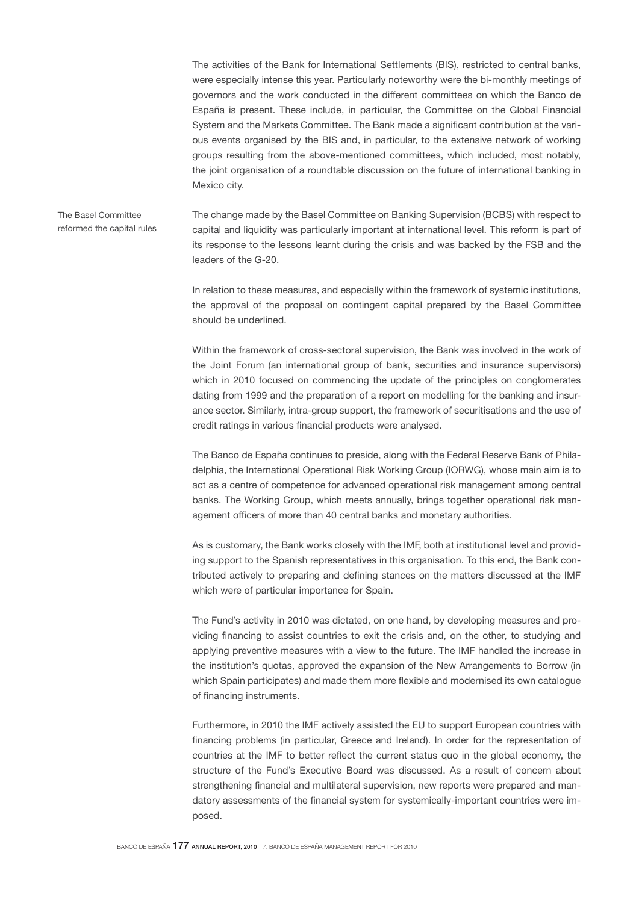The activities of the Bank for International Settlements (BIS), restricted to central banks, were especially intense this year. Particularly noteworthy were the bi-monthly meetings of governors and the work conducted in the different committees on which the Banco de España is present. These include, in particular, the Committee on the Global Financial System and the Markets Committee. The Bank made a significant contribution at the various events organised by the BIS and, in particular, to the extensive network of working groups resulting from the above-mentioned committees, which included, most notably, the joint organisation of a roundtable discussion on the future of international banking in Mexico city.

The Basel Committee reformed the capital rules

The change made by the Basel Committee on Banking Supervision (BCBS) with respect to capital and liquidity was particularly important at international level. This reform is part of its response to the lessons learnt during the crisis and was backed by the FSB and the leaders of the G-20.

In relation to these measures, and especially within the framework of systemic institutions, the approval of the proposal on contingent capital prepared by the Basel Committee should be underlined.

Within the framework of cross-sectoral supervision, the Bank was involved in the work of the Joint Forum (an international group of bank, securities and insurance supervisors) which in 2010 focused on commencing the update of the principles on conglomerates dating from 1999 and the preparation of a report on modelling for the banking and insurance sector. Similarly, intra-group support, the framework of securitisations and the use of credit ratings in various financial products were analysed.

The Banco de España continues to preside, along with the Federal Reserve Bank of Philadelphia, the International Operational Risk Working Group (IORWG), whose main aim is to act as a centre of competence for advanced operational risk management among central banks. The Working Group, which meets annually, brings together operational risk management officers of more than 40 central banks and monetary authorities.

As is customary, the Bank works closely with the IMF, both at institutional level and providing support to the Spanish representatives in this organisation. To this end, the Bank contributed actively to preparing and defining stances on the matters discussed at the IMF which were of particular importance for Spain.

The Fund's activity in 2010 was dictated, on one hand, by developing measures and providing financing to assist countries to exit the crisis and, on the other, to studying and applying preventive measures with a view to the future. The IMF handled the increase in the institution's quotas, approved the expansion of the New Arrangements to Borrow (in which Spain participates) and made them more flexible and modernised its own catalogue of financing instruments.

Furthermore, in 2010 the IMF actively assisted the EU to support European countries with financing problems (in particular, Greece and Ireland). In order for the representation of countries at the IMF to better reflect the current status quo in the global economy, the structure of the Fund's Executive Board was discussed. As a result of concern about strengthening financial and multilateral supervision, new reports were prepared and mandatory assessments of the financial system for systemically-important countries were imposed.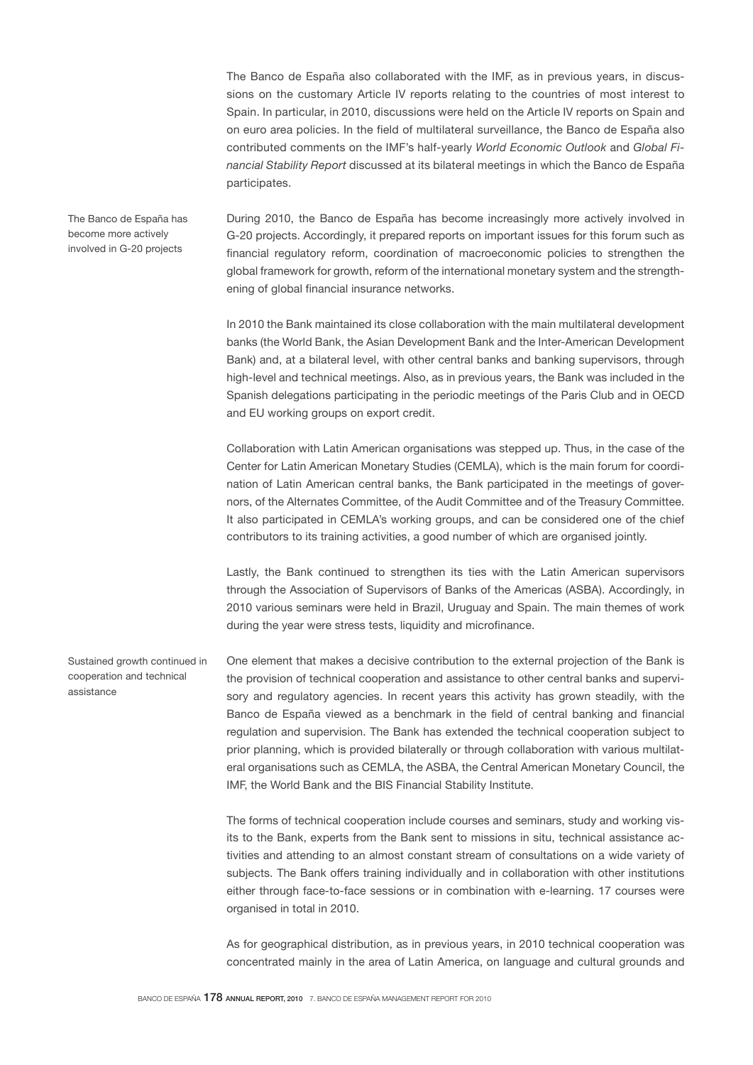The Banco de España also collaborated with the IMF, as in previous years, in discussions on the customary Article IV reports relating to the countries of most interest to Spain. In particular, in 2010, discussions were held on the Article IV reports on Spain and on euro area policies. In the field of multilateral surveillance, the Banco de España also contributed comments on the IMF's half-yearly *World Economic Outlook* and *Global Financial Stability Report* discussed at its bilateral meetings in which the Banco de España participates.

The Banco de España has become more actively involved in G-20 projects

During 2010, the Banco de España has become increasingly more actively involved in G-20 projects. Accordingly, it prepared reports on important issues for this forum such as financial regulatory reform, coordination of macroeconomic policies to strengthen the global framework for growth, reform of the international monetary system and the strengthening of global financial insurance networks.

In 2010 the Bank maintained its close collaboration with the main multilateral development banks (the World Bank, the Asian Development Bank and the Inter-American Development Bank) and, at a bilateral level, with other central banks and banking supervisors, through high-level and technical meetings. Also, as in previous years, the Bank was included in the Spanish delegations participating in the periodic meetings of the Paris Club and in OECD and EU working groups on export credit.

Collaboration with Latin American organisations was stepped up. Thus, in the case of the Center for Latin American Monetary Studies (CEMLA), which is the main forum for coordination of Latin American central banks, the Bank participated in the meetings of governors, of the Alternates Committee, of the Audit Committee and of the Treasury Committee. It also participated in CEMLA's working groups, and can be considered one of the chief contributors to its training activities, a good number of which are organised jointly.

Lastly, the Bank continued to strengthen its ties with the Latin American supervisors through the Association of Supervisors of Banks of the Americas (ASBA). Accordingly, in 2010 various seminars were held in Brazil, Uruguay and Spain. The main themes of work during the year were stress tests, liquidity and microfinance.

Sustained growth continued in cooperation and technical assistance

One element that makes a decisive contribution to the external projection of the Bank is the provision of technical cooperation and assistance to other central banks and supervisory and regulatory agencies. In recent years this activity has grown steadily, with the Banco de España viewed as a benchmark in the field of central banking and financial regulation and supervision. The Bank has extended the technical cooperation subject to prior planning, which is provided bilaterally or through collaboration with various multilateral organisations such as CEMLA, the ASBA, the Central American Monetary Council, the IMF, the World Bank and the BIS Financial Stability Institute.

The forms of technical cooperation include courses and seminars, study and working visits to the Bank, experts from the Bank sent to missions in situ, technical assistance activities and attending to an almost constant stream of consultations on a wide variety of subjects. The Bank offers training individually and in collaboration with other institutions either through face-to-face sessions or in combination with e-learning. 17 courses were organised in total in 2010.

As for geographical distribution, as in previous years, in 2010 technical cooperation was concentrated mainly in the area of Latin America, on language and cultural grounds and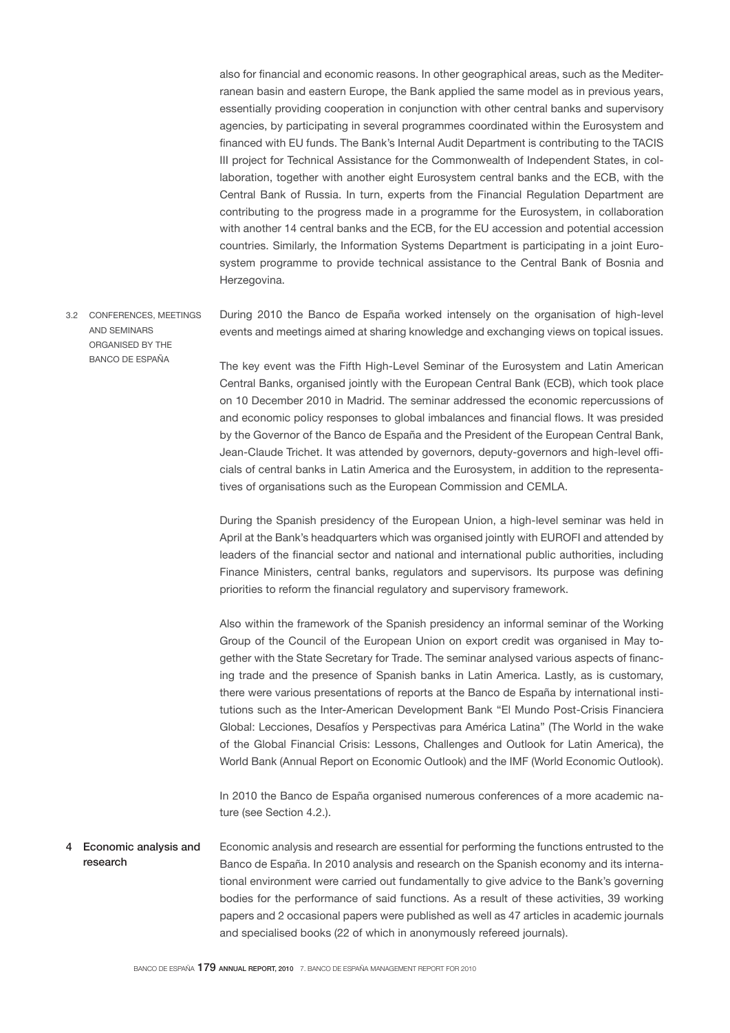also for financial and economic reasons. In other geographical areas, such as the Mediterranean basin and eastern Europe, the Bank applied the same model as in previous years, essentially providing cooperation in conjunction with other central banks and supervisory agencies, by participating in several programmes coordinated within the Eurosystem and financed with EU funds. The Bank's Internal Audit Department is contributing to the TACIS III project for Technical Assistance for the Commonwealth of Independent States, in collaboration, together with another eight Eurosystem central banks and the ECB, with the Central Bank of Russia. In turn, experts from the Financial Regulation Department are contributing to the progress made in a programme for the Eurosystem, in collaboration with another 14 central banks and the ECB, for the EU accession and potential accession countries. Similarly, the Information Systems Department is participating in a joint Eurosystem programme to provide technical assistance to the Central Bank of Bosnia and Herzegovina.

### 3.2 CONFERENCES, MEETINGS AND SEMINARS ORGANISED BY THE BANCO DE ESPAÑA

During 2010 the Banco de España worked intensely on the organisation of high-level events and meetings aimed at sharing knowledge and exchanging views on topical issues.

The key event was the Fifth High-Level Seminar of the Eurosystem and Latin American Central Banks, organised jointly with the European Central Bank (ECB), which took place on 10 December 2010 in Madrid. The seminar addressed the economic repercussions of and economic policy responses to global imbalances and financial flows. It was presided by the Governor of the Banco de España and the President of the European Central Bank, Jean-Claude Trichet. It was attended by governors, deputy-governors and high-level officials of central banks in Latin America and the Eurosystem, in addition to the representatives of organisations such as the European Commission and CEMLA.

During the Spanish presidency of the European Union, a high-level seminar was held in April at the Bank's headquarters which was organised jointly with EUROFI and attended by leaders of the financial sector and national and international public authorities, including Finance Ministers, central banks, regulators and supervisors. Its purpose was defining priorities to reform the financial regulatory and supervisory framework.

Also within the framework of the Spanish presidency an informal seminar of the Working Group of the Council of the European Union on export credit was organised in May together with the State Secretary for Trade. The seminar analysed various aspects of financing trade and the presence of Spanish banks in Latin America. Lastly, as is customary, there were various presentations of reports at the Banco de España by international institutions such as the Inter-American Development Bank "El Mundo Post-Crisis Financiera Global: Lecciones, Desafíos y Perspectivas para América Latina" (The World in the wake of the Global Financial Crisis: Lessons, Challenges and Outlook for Latin America), the World Bank (Annual Report on Economic Outlook) and the IMF (World Economic Outlook).

In 2010 the Banco de España organised numerous conferences of a more academic nature (see Section 4.2.).

## 4 Economic analysis and research

Economic analysis and research are essential for performing the functions entrusted to the Banco de España. In 2010 analysis and research on the Spanish economy and its international environment were carried out fundamentally to give advice to the Bank's governing bodies for the performance of said functions. As a result of these activities, 39 working papers and 2 occasional papers were published as well as 47 articles in academic journals and specialised books (22 of which in anonymously refereed journals).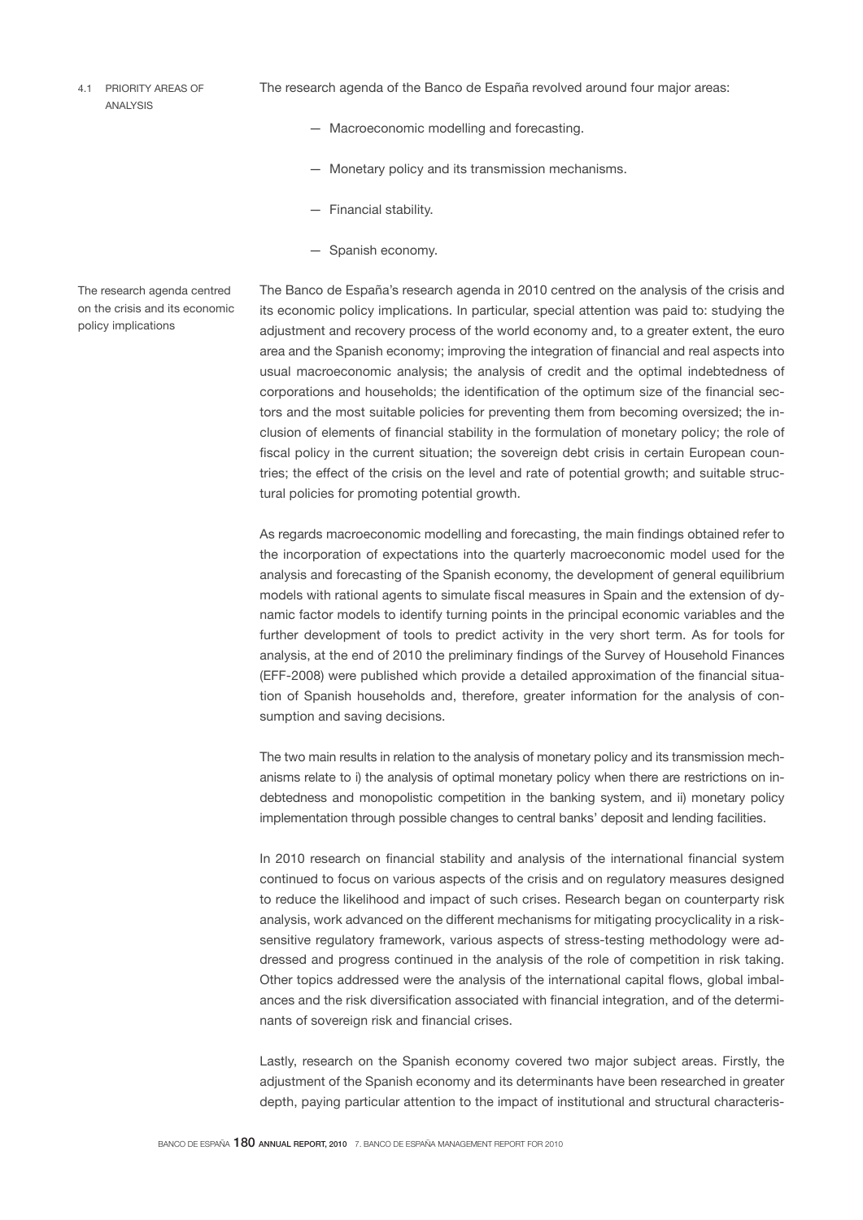### 4.1 PRIORITY AREAS OF ANALYSIS

The research agenda of the Banco de España revolved around four major areas:

— Macroeconomic modelling and forecasting.

— Monetary policy and its transmission mechanisms.

— Financial stability.

— Spanish economy.

The research agenda centred on the crisis and its economic policy implications

The Banco de España's research agenda in 2010 centred on the analysis of the crisis and its economic policy implications. In particular, special attention was paid to: studying the adjustment and recovery process of the world economy and, to a greater extent, the euro area and the Spanish economy; improving the integration of financial and real aspects into usual macroeconomic analysis; the analysis of credit and the optimal indebtedness of corporations and households; the identification of the optimum size of the financial sectors and the most suitable policies for preventing them from becoming oversized; the inclusion of elements of financial stability in the formulation of monetary policy; the role of fiscal policy in the current situation; the sovereign debt crisis in certain European countries; the effect of the crisis on the level and rate of potential growth; and suitable structural policies for promoting potential growth.

As regards macroeconomic modelling and forecasting, the main findings obtained refer to the incorporation of expectations into the quarterly macroeconomic model used for the analysis and forecasting of the Spanish economy, the development of general equilibrium models with rational agents to simulate fiscal measures in Spain and the extension of dynamic factor models to identify turning points in the principal economic variables and the further development of tools to predict activity in the very short term. As for tools for analysis, at the end of 2010 the preliminary findings of the Survey of Household Finances (EFF-2008) were published which provide a detailed approximation of the financial situation of Spanish households and, therefore, greater information for the analysis of consumption and saving decisions.

The two main results in relation to the analysis of monetary policy and its transmission mechanisms relate to i) the analysis of optimal monetary policy when there are restrictions on indebtedness and monopolistic competition in the banking system, and ii) monetary policy implementation through possible changes to central banks' deposit and lending facilities.

In 2010 research on financial stability and analysis of the international financial system continued to focus on various aspects of the crisis and on regulatory measures designed to reduce the likelihood and impact of such crises. Research began on counterparty risk analysis, work advanced on the different mechanisms for mitigating procyclicality in a risk-sensitive regulatory framework, various aspects of stress-testing methodology were addressed and progress continued in the analysis of the role of competition in risk taking. Other topics addressed were the analysis of the international capital flows, global imbalances and the risk diversification associated with financial integration, and of the determinants of sovereign risk and financial crises.

Lastly, research on the Spanish economy covered two major subject areas. Firstly, the adjustment of the Spanish economy and its determinants have been researched in greater depth, paying particular attention to the impact of institutional and structural characteris-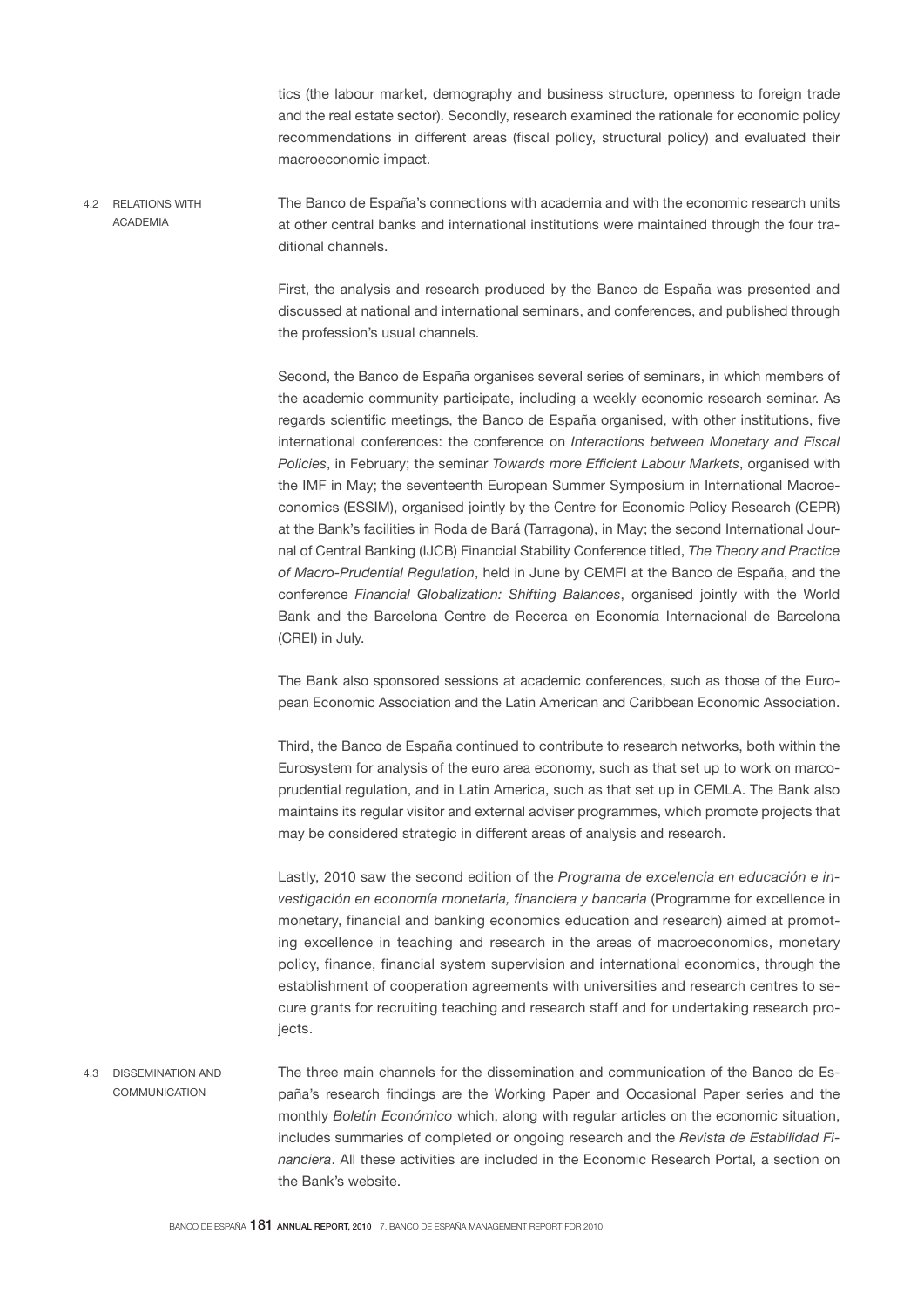tics (the labour market, demography and business structure, openness to foreign trade and the real estate sector). Secondly, research examined the rationale for economic policy recommendations in different areas (fiscal policy, structural policy) and evaluated their macroeconomic impact.

### 4.2 RELATIONS WITH ACADEMIA

The Banco de España's connections with academia and with the economic research units at other central banks and international institutions were maintained through the four traditional channels.

First, the analysis and research produced by the Banco de España was presented and discussed at national and international seminars, and conferences, and published through the profession's usual channels.

Second, the Banco de España organises several series of seminars, in which members of the academic community participate, including a weekly economic research seminar. As regards scientific meetings, the Banco de España organised, with other institutions, five international conferences: the conference on *Interactions between Monetary and Fiscal Policies*, in February; the seminar *Towards more Efficient Labour Markets*, organised with the IMF in May; the seventeenth European Summer Symposium in International Macroeconomics (ESSIM), organised jointly by the Centre for Economic Policy Research (CEPR) at the Bank's facilities in Roda de Bará (Tarragona), in May; the second International Journal of Central Banking (IJCB) Financial Stability Conference titled, *The Theory and Practice of Macro-Prudential Regulation*, held in June by CEMFI at the Banco de España, and the conference *Financial Globalization: Shifting Balances*, organised jointly with the World Bank and the Barcelona Centre de Recerca en Economía Internacional de Barcelona (CREI) in July.

The Bank also sponsored sessions at academic conferences, such as those of the European Economic Association and the Latin American and Caribbean Economic Association.

Third, the Banco de España continued to contribute to research networks, both within the Eurosystem for analysis of the euro area economy, such as that set up to work on marco-prudential regulation, and in Latin America, such as that set up in CEMLA. The Bank also maintains its regular visitor and external adviser programmes, which promote projects that may be considered strategic in different areas of analysis and research.

Lastly, 2010 saw the second edition of the *Programa de excelencia en educación e investigación en economía monetaria, financiera y bancaria* (Programme for excellence in monetary, financial and banking economics education and research) aimed at promoting excellence in teaching and research in the areas of macroeconomics, monetary policy, finance, financial system supervision and international economics, through the establishment of cooperation agreements with universities and research centres to secure grants for recruiting teaching and research staff and for undertaking research projects.

### 4.3 DISSEMINATION AND COMMUNICATION

The three main channels for the dissemination and communication of the Banco de España's research findings are the Working Paper and Occasional Paper series and the monthly *Boletín Económico* which, along with regular articles on the economic situation, includes summaries of completed or ongoing research and the *Revista de Estabilidad Financiera*. All these activities are included in the Economic Research Portal, a section on the Bank's website.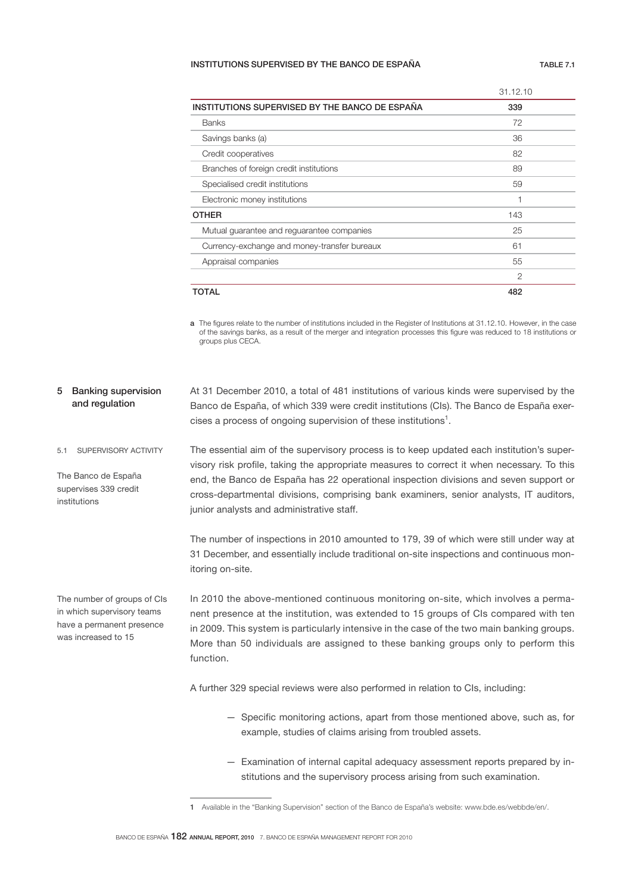**INSTITUTIONS SUPERVISED BY THE BANCO DE ESPAÑA** TABLE 7.1

| | 31.12.10 |
|---|---|
| **INSTITUTIONS SUPERVISED BY THE BANCO DE ESPAÑA** | **339** |
| Banks | 72 |
| Savings banks (a) | 36 |
| Credit cooperatives | 82 |
| Branches of foreign credit institutions | 89 |
| Specialised credit institutions | 59 |
| Electronic money institutions | 1 |
| **OTHER** | 143 |
| Mutual guarantee and reguarantee companies | 25 |
| Currency-exchange and money-transfer bureaux | 61 |
| Appraisal companies | 55 |
| | 2 |
| **TOTAL** | **482** |

**a** The figures relate to the number of institutions included in the Register of Institutions at 31.12.10. However, in the case of the savings banks, as a result of the merger and integration processes this figure was reduced to 18 institutions or groups plus CECA.

## 5 Banking supervision and regulation

At 31 December 2010, a total of 481 institutions of various kinds were supervised by the Banco de España, of which 339 were credit institutions (CIs). The Banco de España exercises a process of ongoing supervision of these institutions[1].

### 5.1 SUPERVISORY ACTIVITY

*The Banco de España supervises 339 credit institutions*

The essential aim of the supervisory process is to keep updated each institution's supervisory risk profile, taking the appropriate measures to correct it when necessary. To this end, the Banco de España has 22 operational inspection divisions and seven support or cross-departmental divisions, comprising bank examiners, senior analysts, IT auditors, junior analysts and administrative staff.

The number of inspections in 2010 amounted to 179, 39 of which were still under way at 31 December, and essentially include traditional on-site inspections and continuous monitoring on-site.

*The number of groups of CIs in which supervisory teams have a permanent presence was increased to 15*

In 2010 the above-mentioned continuous monitoring on-site, which involves a permanent presence at the institution, was extended to 15 groups of CIs compared with ten in 2009. This system is particularly intensive in the case of the two main banking groups. More than 50 individuals are assigned to these banking groups only to perform this function.

A further 329 special reviews were also performed in relation to CIs, including:

— Specific monitoring actions, apart from those mentioned above, such as, for example, studies of claims arising from troubled assets.

— Examination of internal capital adequacy assessment reports prepared by institutions and the supervisory process arising from such examination.

1 Available in the "Banking Supervision" section of the Banco de España's website: www.bde.es/webbde/en/.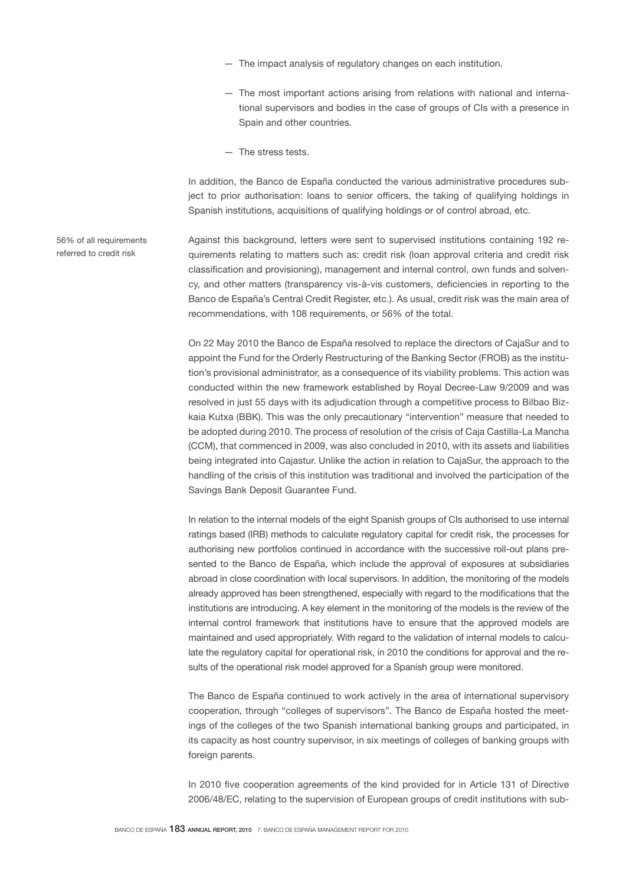— The impact analysis of regulatory changes on each institution.

— The most important actions arising from relations with national and international supervisors and bodies in the case of groups of CIs with a presence in Spain and other countries.

— The stress tests.

In addition, the Banco de España conducted the various administrative procedures subject to prior authorisation: loans to senior officers, the taking of qualifying holdings in Spanish institutions, acquisitions of qualifying holdings or of control abroad, etc.

56% of all requirements referred to credit risk

Against this background, letters were sent to supervised institutions containing 192 requirements relating to matters such as: credit risk (loan approval criteria and credit risk classification and provisioning), management and internal control, own funds and solvency, and other matters (transparency vis-à-vis customers, deficiencies in reporting to the Banco de España's Central Credit Register, etc.). As usual, credit risk was the main area of recommendations, with 108 requirements, or 56% of the total.

On 22 May 2010 the Banco de España resolved to replace the directors of CajaSur and to appoint the Fund for the Orderly Restructuring of the Banking Sector (FROB) as the institution's provisional administrator, as a consequence of its viability problems. This action was conducted within the new framework established by Royal Decree-Law 9/2009 and was resolved in just 55 days with its adjudication through a competitive process to Bilbao Bizkaia Kutxa (BBK). This was the only precautionary "intervention" measure that needed to be adopted during 2010. The process of resolution of the crisis of Caja Castilla-La Mancha (CCM), that commenced in 2009, was also concluded in 2010, with its assets and liabilities being integrated into Cajastur. Unlike the action in relation to CajaSur, the approach to the handling of the crisis of this institution was traditional and involved the participation of the Savings Bank Deposit Guarantee Fund.

In relation to the internal models of the eight Spanish groups of CIs authorised to use internal ratings based (IRB) methods to calculate regulatory capital for credit risk, the processes for authorising new portfolios continued in accordance with the successive roll-out plans presented to the Banco de España, which include the approval of exposures at subsidiaries abroad in close coordination with local supervisors. In addition, the monitoring of the models already approved has been strengthened, especially with regard to the modifications that the institutions are introducing. A key element in the monitoring of the models is the review of the internal control framework that institutions have to ensure that the approved models are maintained and used appropriately. With regard to the validation of internal models to calculate the regulatory capital for operational risk, in 2010 the conditions for approval and the results of the operational risk model approved for a Spanish group were monitored.

The Banco de España continued to work actively in the area of international supervisory cooperation, through "colleges of supervisors". The Banco de España hosted the meetings of the colleges of the two Spanish international banking groups and participated, in its capacity as host country supervisor, in six meetings of colleges of banking groups with foreign parents.

In 2010 five cooperation agreements of the kind provided for in Article 131 of Directive 2006/48/EC, relating to the supervision of European groups of credit institutions with sub-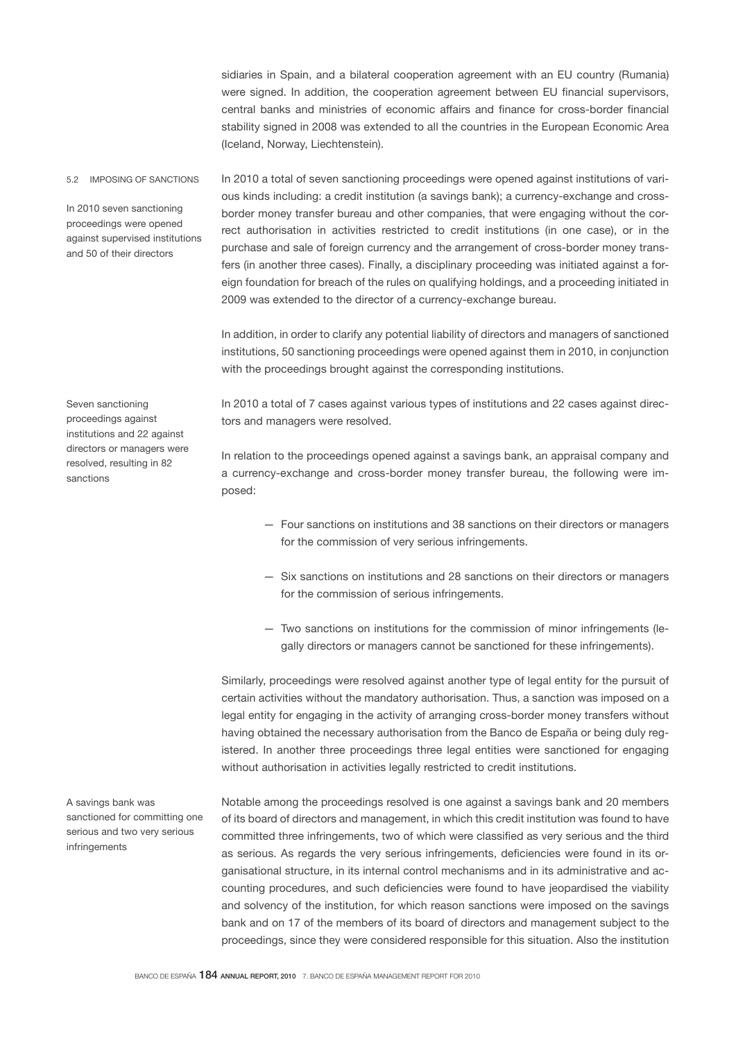sidiaries in Spain, and a bilateral cooperation agreement with an EU country (Rumania) were signed. In addition, the cooperation agreement between EU financial supervisors, central banks and ministries of economic affairs and finance for cross-border financial stability signed in 2008 was extended to all the countries in the European Economic Area (Iceland, Norway, Liechtenstein).

### 5.2 IMPOSING OF SANCTIONS

In 2010 seven sanctioning proceedings were opened against supervised institutions and 50 of their directors

In 2010 a total of seven sanctioning proceedings were opened against institutions of various kinds including: a credit institution (a savings bank); a currency-exchange and cross-border money transfer bureau and other companies, that were engaging without the correct authorisation in activities restricted to credit institutions (in one case), or in the purchase and sale of foreign currency and the arrangement of cross-border money transfers (in another three cases). Finally, a disciplinary proceeding was initiated against a foreign foundation for breach of the rules on qualifying holdings, and a proceeding initiated in 2009 was extended to the director of a currency-exchange bureau.

In addition, in order to clarify any potential liability of directors and managers of sanctioned institutions, 50 sanctioning proceedings were opened against them in 2010, in conjunction with the proceedings brought against the corresponding institutions.

Seven sanctioning proceedings against institutions and 22 against directors or managers were resolved, resulting in 82 sanctions

In 2010 a total of 7 cases against various types of institutions and 22 cases against directors and managers were resolved.

In relation to the proceedings opened against a savings bank, an appraisal company and a currency-exchange and cross-border money transfer bureau, the following were imposed:

— Four sanctions on institutions and 38 sanctions on their directors or managers for the commission of very serious infringements.

— Six sanctions on institutions and 28 sanctions on their directors or managers for the commission of serious infringements.

— Two sanctions on institutions for the commission of minor infringements (legally directors or managers cannot be sanctioned for these infringements).

Similarly, proceedings were resolved against another type of legal entity for the pursuit of certain activities without the mandatory authorisation. Thus, a sanction was imposed on a legal entity for engaging in the activity of arranging cross-border money transfers without having obtained the necessary authorisation from the Banco de España or being duly registered. In another three proceedings three legal entities were sanctioned for engaging without authorisation in activities legally restricted to credit institutions.

A savings bank was sanctioned for committing one serious and two very serious infringements

Notable among the proceedings resolved is one against a savings bank and 20 members of its board of directors and management, in which this credit institution was found to have committed three infringements, two of which were classified as very serious and the third as serious. As regards the very serious infringements, deficiencies were found in its organisational structure, in its internal control mechanisms and in its administrative and accounting procedures, and such deficiencies were found to have jeopardised the viability and solvency of the institution, for which reason sanctions were imposed on the savings bank and on 17 of the members of its board of directors and management subject to the proceedings, since they were considered responsible for this situation. Also the institution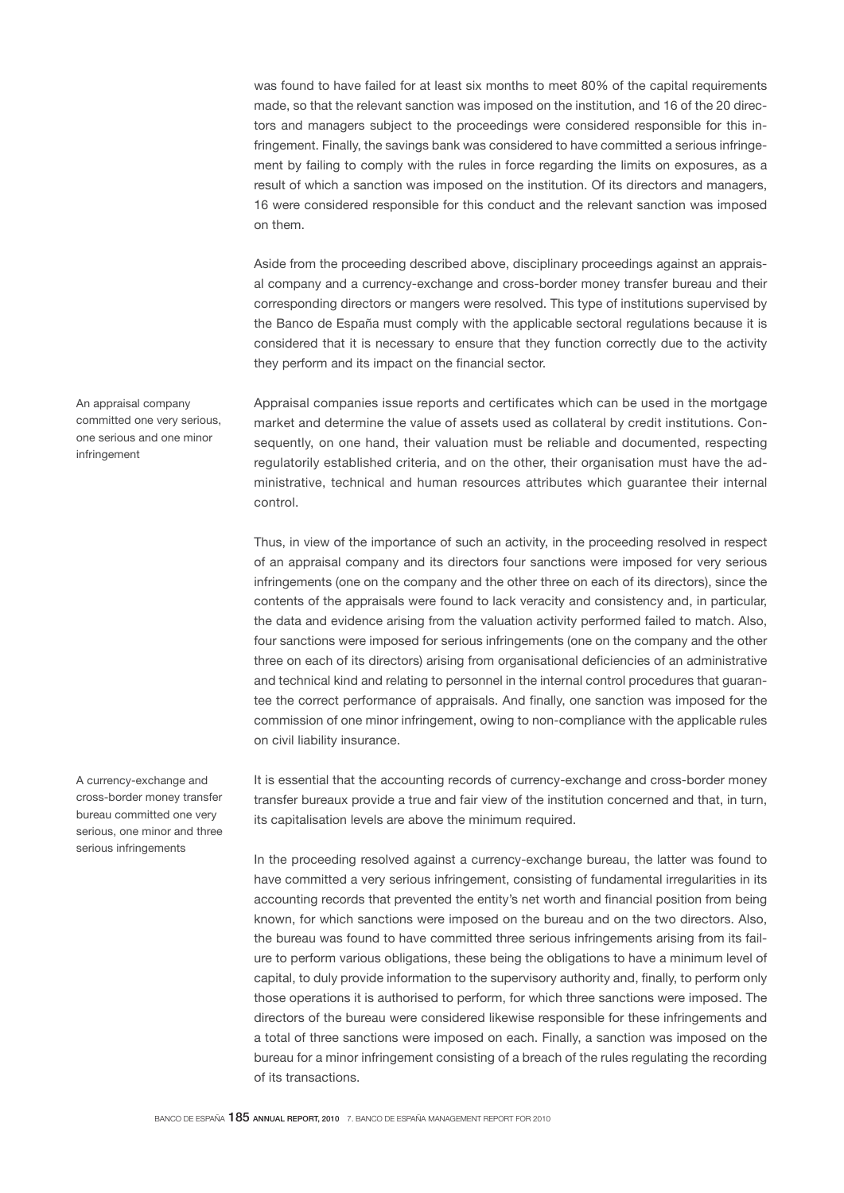was found to have failed for at least six months to meet 80% of the capital requirements made, so that the relevant sanction was imposed on the institution, and 16 of the 20 directors and managers subject to the proceedings were considered responsible for this infringement. Finally, the savings bank was considered to have committed a serious infringement by failing to comply with the rules in force regarding the limits on exposures, as a result of which a sanction was imposed on the institution. Of its directors and managers, 16 were considered responsible for this conduct and the relevant sanction was imposed on them.

Aside from the proceeding described above, disciplinary proceedings against an appraisal company and a currency-exchange and cross-border money transfer bureau and their corresponding directors or mangers were resolved. This type of institutions supervised by the Banco de España must comply with the applicable sectoral regulations because it is considered that it is necessary to ensure that they function correctly due to the activity they perform and its impact on the financial sector.

*An appraisal company committed one very serious, one serious and one minor infringement*

Appraisal companies issue reports and certificates which can be used in the mortgage market and determine the value of assets used as collateral by credit institutions. Consequently, on one hand, their valuation must be reliable and documented, respecting regulatorily established criteria, and on the other, their organisation must have the administrative, technical and human resources attributes which guarantee their internal control.

Thus, in view of the importance of such an activity, in the proceeding resolved in respect of an appraisal company and its directors four sanctions were imposed for very serious infringements (one on the company and the other three on each of its directors), since the contents of the appraisals were found to lack veracity and consistency and, in particular, the data and evidence arising from the valuation activity performed failed to match. Also, four sanctions were imposed for serious infringements (one on the company and the other three on each of its directors) arising from organisational deficiencies of an administrative and technical kind and relating to personnel in the internal control procedures that guarantee the correct performance of appraisals. And finally, one sanction was imposed for the commission of one minor infringement, owing to non-compliance with the applicable rules on civil liability insurance.

*A currency-exchange and cross-border money transfer bureau committed one very serious, one minor and three serious infringements*

It is essential that the accounting records of currency-exchange and cross-border money transfer bureaux provide a true and fair view of the institution concerned and that, in turn, its capitalisation levels are above the minimum required.

In the proceeding resolved against a currency-exchange bureau, the latter was found to have committed a very serious infringement, consisting of fundamental irregularities in its accounting records that prevented the entity's net worth and financial position from being known, for which sanctions were imposed on the bureau and on the two directors. Also, the bureau was found to have committed three serious infringements arising from its failure to perform various obligations, these being the obligations to have a minimum level of capital, to duly provide information to the supervisory authority and, finally, to perform only those operations it is authorised to perform, for which three sanctions were imposed. The directors of the bureau were considered likewise responsible for these infringements and a total of three sanctions were imposed on each. Finally, a sanction was imposed on the bureau for a minor infringement consisting of a breach of the rules regulating the recording of its transactions.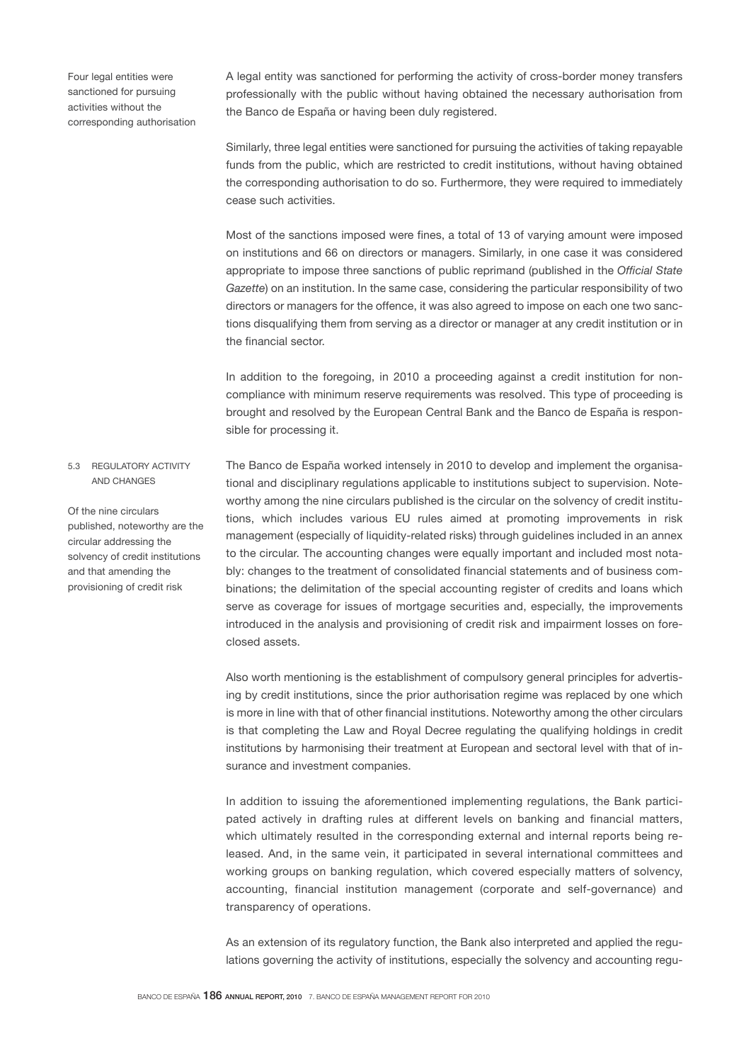Four legal entities were sanctioned for pursuing activities without the corresponding authorisation

A legal entity was sanctioned for performing the activity of cross-border money transfers professionally with the public without having obtained the necessary authorisation from the Banco de España or having been duly registered.

Similarly, three legal entities were sanctioned for pursuing the activities of taking repayable funds from the public, which are restricted to credit institutions, without having obtained the corresponding authorisation to do so. Furthermore, they were required to immediately cease such activities.

Most of the sanctions imposed were fines, a total of 13 of varying amount were imposed on institutions and 66 on directors or managers. Similarly, in one case it was considered appropriate to impose three sanctions of public reprimand (published in the *Official State Gazette*) on an institution. In the same case, considering the particular responsibility of two directors or managers for the offence, it was also agreed to impose on each one two sanctions disqualifying them from serving as a director or manager at any credit institution or in the financial sector.

In addition to the foregoing, in 2010 a proceeding against a credit institution for non-compliance with minimum reserve requirements was resolved. This type of proceeding is brought and resolved by the European Central Bank and the Banco de España is responsible for processing it.

## 5.3 REGULATORY ACTIVITY AND CHANGES

Of the nine circulars published, noteworthy are the circular addressing the solvency of credit institutions and that amending the provisioning of credit risk

The Banco de España worked intensely in 2010 to develop and implement the organisational and disciplinary regulations applicable to institutions subject to supervision. Noteworthy among the nine circulars published is the circular on the solvency of credit institutions, which includes various EU rules aimed at promoting improvements in risk management (especially of liquidity-related risks) through guidelines included in an annex to the circular. The accounting changes were equally important and included most notably: changes to the treatment of consolidated financial statements and of business combinations; the delimitation of the special accounting register of credits and loans which serve as coverage for issues of mortgage securities and, especially, the improvements introduced in the analysis and provisioning of credit risk and impairment losses on foreclosed assets.

Also worth mentioning is the establishment of compulsory general principles for advertising by credit institutions, since the prior authorisation regime was replaced by one which is more in line with that of other financial institutions. Noteworthy among the other circulars is that completing the Law and Royal Decree regulating the qualifying holdings in credit institutions by harmonising their treatment at European and sectoral level with that of insurance and investment companies.

In addition to issuing the aforementioned implementing regulations, the Bank participated actively in drafting rules at different levels on banking and financial matters, which ultimately resulted in the corresponding external and internal reports being released. And, in the same vein, it participated in several international committees and working groups on banking regulation, which covered especially matters of solvency, accounting, financial institution management (corporate and self-governance) and transparency of operations.

As an extension of its regulatory function, the Bank also interpreted and applied the regulations governing the activity of institutions, especially the solvency and accounting regu-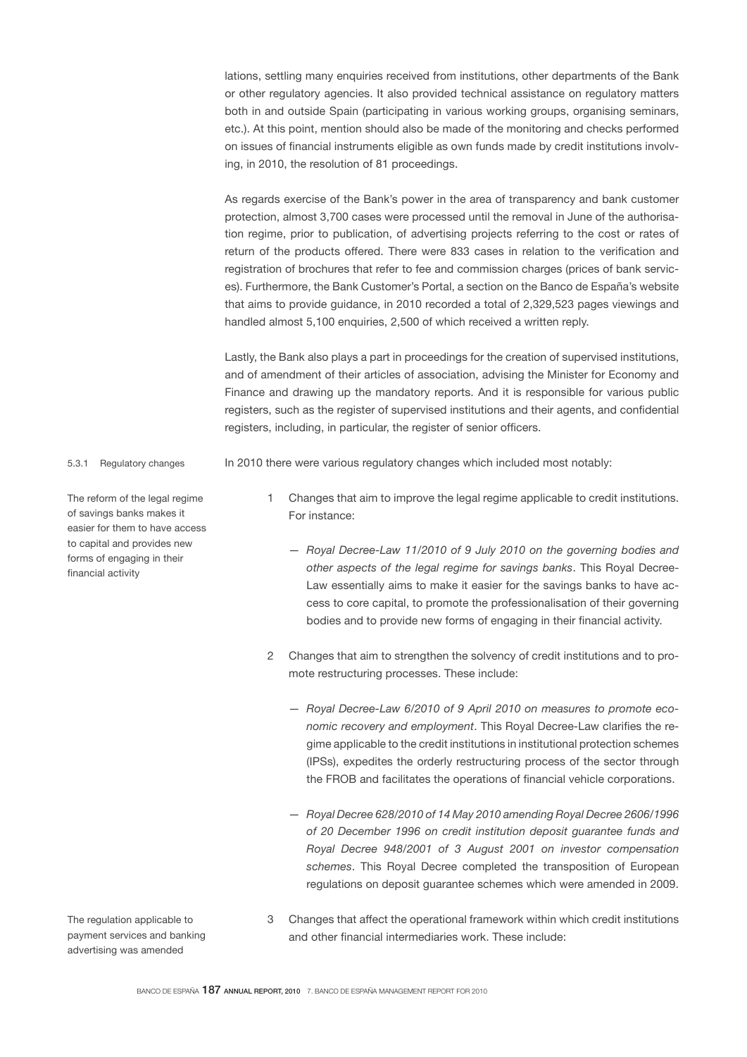lations, settling many enquiries received from institutions, other departments of the Bank or other regulatory agencies. It also provided technical assistance on regulatory matters both in and outside Spain (participating in various working groups, organising seminars, etc.). At this point, mention should also be made of the monitoring and checks performed on issues of financial instruments eligible as own funds made by credit institutions involving, in 2010, the resolution of 81 proceedings.

As regards exercise of the Bank's power in the area of transparency and bank customer protection, almost 3,700 cases were processed until the removal in June of the authorisation regime, prior to publication, of advertising projects referring to the cost or rates of return of the products offered. There were 833 cases in relation to the verification and registration of brochures that refer to fee and commission charges (prices of bank services). Furthermore, the Bank Customer's Portal, a section on the Banco de España's website that aims to provide guidance, in 2010 recorded a total of 2,329,523 pages viewings and handled almost 5,100 enquiries, 2,500 of which received a written reply.

Lastly, the Bank also plays a part in proceedings for the creation of supervised institutions, and of amendment of their articles of association, advising the Minister for Economy and Finance and drawing up the mandatory reports. And it is responsible for various public registers, such as the register of supervised institutions and their agents, and confidential registers, including, in particular, the register of senior officers.

### 5.3.1 Regulatory changes

In 2010 there were various regulatory changes which included most notably:

*The reform of the legal regime of savings banks makes it easier for them to have access to capital and provides new forms of engaging in their financial activity*

1. Changes that aim to improve the legal regime applicable to credit institutions. For instance:

   — *Royal Decree-Law 11/2010 of 9 July 2010 on the governing bodies and other aspects of the legal regime for savings banks*. This Royal Decree-Law essentially aims to make it easier for the savings banks to have access to core capital, to promote the professionalisation of their governing bodies and to provide new forms of engaging in their financial activity.

2. Changes that aim to strengthen the solvency of credit institutions and to promote restructuring processes. These include:

   — *Royal Decree-Law 6/2010 of 9 April 2010 on measures to promote economic recovery and employment*. This Royal Decree-Law clarifies the regime applicable to the credit institutions in institutional protection schemes (IPSs), expedites the orderly restructuring process of the sector through the FROB and facilitates the operations of financial vehicle corporations.

   — *Royal Decree 628/2010 of 14 May 2010 amending Royal Decree 2606/1996 of 20 December 1996 on credit institution deposit guarantee funds and Royal Decree 948/2001 of 3 August 2001 on investor compensation schemes*. This Royal Decree completed the transposition of European regulations on deposit guarantee schemes which were amended in 2009.

*The regulation applicable to payment services and banking advertising was amended*

3. Changes that affect the operational framework within which credit institutions and other financial intermediaries work. These include: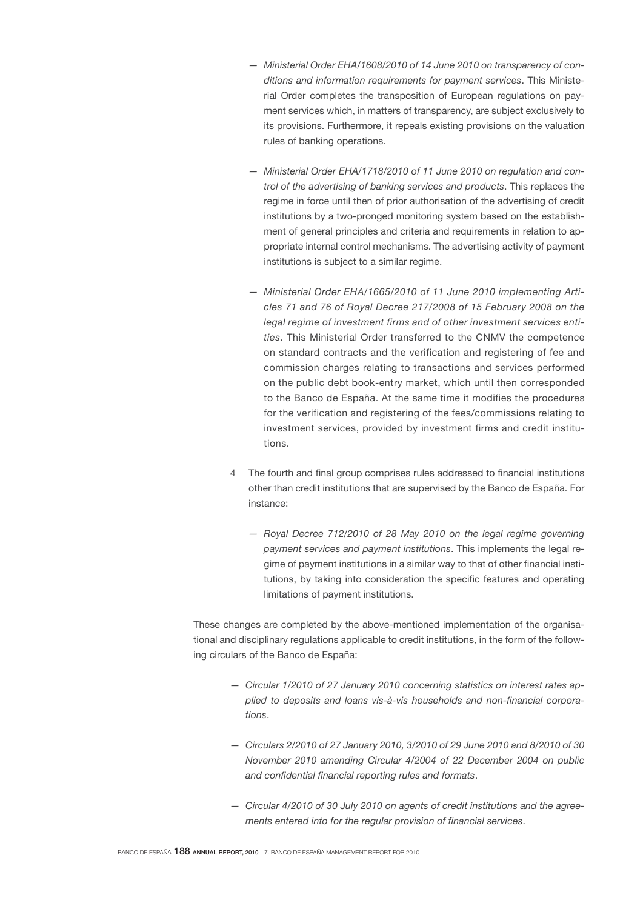- *Ministerial Order EHA/1608/2010 of 14 June 2010 on transparency of conditions and information requirements for payment services*. This Ministerial Order completes the transposition of European regulations on payment services which, in matters of transparency, are subject exclusively to its provisions. Furthermore, it repeals existing provisions on the valuation rules of banking operations.

- *Ministerial Order EHA/1718/2010 of 11 June 2010 on regulation and control of the advertising of banking services and products*. This replaces the regime in force until then of prior authorisation of the advertising of credit institutions by a two-pronged monitoring system based on the establishment of general principles and criteria and requirements in relation to appropriate internal control mechanisms. The advertising activity of payment institutions is subject to a similar regime.

- *Ministerial Order EHA/1665/2010 of 11 June 2010 implementing Articles 71 and 76 of Royal Decree 217/2008 of 15 February 2008 on the legal regime of investment firms and of other investment services entities*. This Ministerial Order transferred to the CNMV the competence on standard contracts and the verification and registering of fee and commission charges relating to transactions and services performed on the public debt book-entry market, which until then corresponded to the Banco de España. At the same time it modifies the procedures for the verification and registering of the fees/commissions relating to investment services, provided by investment firms and credit institutions.

4 The fourth and final group comprises rules addressed to financial institutions other than credit institutions that are supervised by the Banco de España. For instance:

   - *Royal Decree 712/2010 of 28 May 2010 on the legal regime governing payment services and payment institutions*. This implements the legal regime of payment institutions in a similar way to that of other financial institutions, by taking into consideration the specific features and operating limitations of payment institutions.

These changes are completed by the above-mentioned implementation of the organisational and disciplinary regulations applicable to credit institutions, in the form of the following circulars of the Banco de España:

- *Circular 1/2010 of 27 January 2010 concerning statistics on interest rates applied to deposits and loans vis-à-vis households and non-financial corporations*.

- *Circulars 2/2010 of 27 January 2010, 3/2010 of 29 June 2010 and 8/2010 of 30 November 2010 amending Circular 4/2004 of 22 December 2004 on public and confidential financial reporting rules and formats*.

- *Circular 4/2010 of 30 July 2010 on agents of credit institutions and the agreements entered into for the regular provision of financial services*.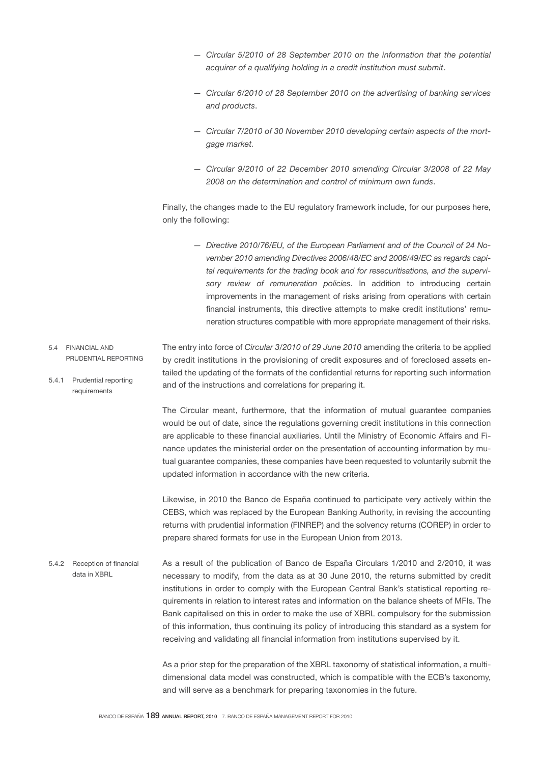— *Circular 5/2010 of 28 September 2010 on the information that the potential acquirer of a qualifying holding in a credit institution must submit*.

— *Circular 6/2010 of 28 September 2010 on the advertising of banking services and products*.

— *Circular 7/2010 of 30 November 2010 developing certain aspects of the mortgage market.*

— *Circular 9/2010 of 22 December 2010 amending Circular 3/2008 of 22 May 2008 on the determination and control of minimum own funds*.

Finally, the changes made to the EU regulatory framework include, for our purposes here, only the following:

— *Directive 2010/76/EU, of the European Parliament and of the Council of 24 November 2010 amending Directives 2006/48/EC and 2006/49/EC as regards capital requirements for the trading book and for resecuritisations, and the supervisory review of remuneration policies*. In addition to introducing certain improvements in the management of risks arising from operations with certain financial instruments, this directive attempts to make credit institutions' remuneration structures compatible with more appropriate management of their risks.

## 5.4 FINANCIAL AND PRUDENTIAL REPORTING

### 5.4.1 Prudential reporting requirements

The entry into force of *Circular 3/2010 of 29 June 2010* amending the criteria to be applied by credit institutions in the provisioning of credit exposures and of foreclosed assets entailed the updating of the formats of the confidential returns for reporting such information and of the instructions and correlations for preparing it.

The Circular meant, furthermore, that the information of mutual guarantee companies would be out of date, since the regulations governing credit institutions in this connection are applicable to these financial auxiliaries. Until the Ministry of Economic Affairs and Finance updates the ministerial order on the presentation of accounting information by mutual guarantee companies, these companies have been requested to voluntarily submit the updated information in accordance with the new criteria.

Likewise, in 2010 the Banco de España continued to participate very actively within the CEBS, which was replaced by the European Banking Authority, in revising the accounting returns with prudential information (FINREP) and the solvency returns (COREP) in order to prepare shared formats for use in the European Union from 2013.

### 5.4.2 Reception of financial data in XBRL

As a result of the publication of Banco de España Circulars 1/2010 and 2/2010, it was necessary to modify, from the data as at 30 June 2010, the returns submitted by credit institutions in order to comply with the European Central Bank's statistical reporting requirements in relation to interest rates and information on the balance sheets of MFIs. The Bank capitalised on this in order to make the use of XBRL compulsory for the submission of this information, thus continuing its policy of introducing this standard as a system for receiving and validating all financial information from institutions supervised by it.

As a prior step for the preparation of the XBRL taxonomy of statistical information, a multidimensional data model was constructed, which is compatible with the ECB's taxonomy, and will serve as a benchmark for preparing taxonomies in the future.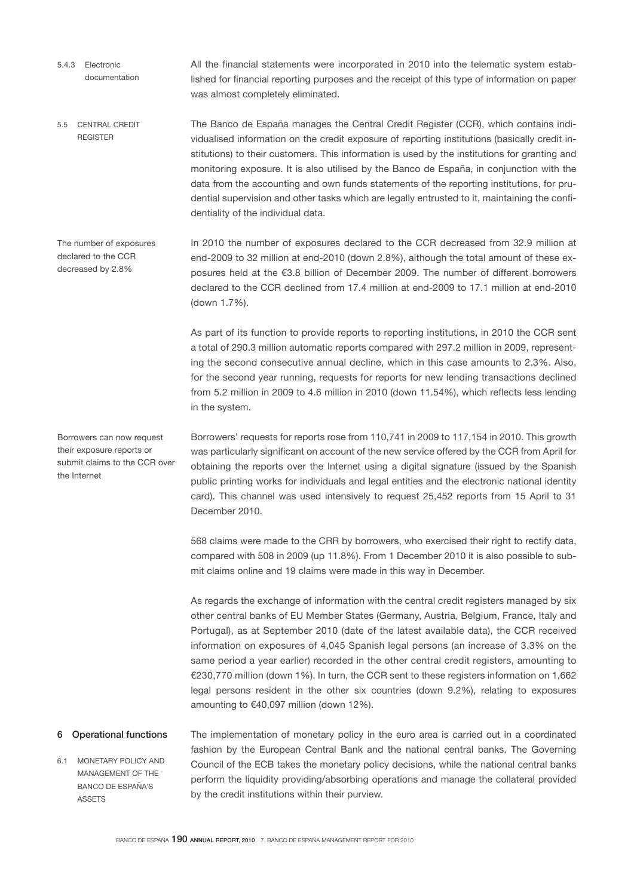#### 5.4.3 Electronic documentation

All the financial statements were incorporated in 2010 into the telematic system established for financial reporting purposes and the receipt of this type of information on paper was almost completely eliminated.

### 5.5 CENTRAL CREDIT REGISTER

The Banco de España manages the Central Credit Register (CCR), which contains individualised information on the credit exposure of reporting institutions (basically credit institutions) to their customers. This information is used by the institutions for granting and monitoring exposure. It is also utilised by the Banco de España, in conjunction with the data from the accounting and own funds statements of the reporting institutions, for prudential supervision and other tasks which are legally entrusted to it, maintaining the confidentiality of the individual data.

*The number of exposures declared to the CCR decreased by 2.8%*

In 2010 the number of exposures declared to the CCR decreased from 32.9 million at end-2009 to 32 million at end-2010 (down 2.8%), although the total amount of these exposures held at the €3.8 billion of December 2009. The number of different borrowers declared to the CCR declined from 17.4 million at end-2009 to 17.1 million at end-2010 (down 1.7%).

As part of its function to provide reports to reporting institutions, in 2010 the CCR sent a total of 290.3 million automatic reports compared with 297.2 million in 2009, representing the second consecutive annual decline, which in this case amounts to 2.3%. Also, for the second year running, requests for reports for new lending transactions declined from 5.2 million in 2009 to 4.6 million in 2010 (down 11.54%), which reflects less lending in the system.

*Borrowers can now request their exposure reports or submit claims to the CCR over the Internet*

Borrowers' requests for reports rose from 110,741 in 2009 to 117,154 in 2010. This growth was particularly significant on account of the new service offered by the CCR from April for obtaining the reports over the Internet using a digital signature (issued by the Spanish public printing works for individuals and legal entities and the electronic national identity card). This channel was used intensively to request 25,452 reports from 15 April to 31 December 2010.

568 claims were made to the CRR by borrowers, who exercised their right to rectify data, compared with 508 in 2009 (up 11.8%). From 1 December 2010 it is also possible to submit claims online and 19 claims were made in this way in December.

As regards the exchange of information with the central credit registers managed by six other central banks of EU Member States (Germany, Austria, Belgium, France, Italy and Portugal), as at September 2010 (date of the latest available data), the CCR received information on exposures of 4,045 Spanish legal persons (an increase of 3.3% on the same period a year earlier) recorded in the other central credit registers, amounting to €230,770 million (down 1%). In turn, the CCR sent to these registers information on 1,662 legal persons resident in the other six countries (down 9.2%), relating to exposures amounting to €40,097 million (down 12%).

## 6 Operational functions

### 6.1 MONETARY POLICY AND MANAGEMENT OF THE BANCO DE ESPAÑA'S ASSETS

The implementation of monetary policy in the euro area is carried out in a coordinated fashion by the European Central Bank and the national central banks. The Governing Council of the ECB takes the monetary policy decisions, while the national central banks perform the liquidity providing/absorbing operations and manage the collateral provided by the credit institutions within their purview.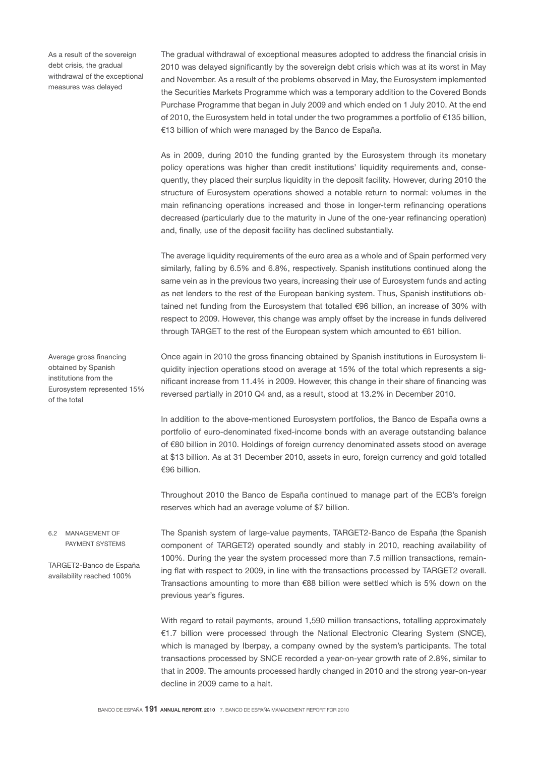As a result of the sovereign debt crisis, the gradual withdrawal of the exceptional measures was delayed

The gradual withdrawal of exceptional measures adopted to address the financial crisis in 2010 was delayed significantly by the sovereign debt crisis which was at its worst in May and November. As a result of the problems observed in May, the Eurosystem implemented the Securities Markets Programme which was a temporary addition to the Covered Bonds Purchase Programme that began in July 2009 and which ended on 1 July 2010. At the end of 2010, the Eurosystem held in total under the two programmes a portfolio of €135 billion, €13 billion of which were managed by the Banco de España.

As in 2009, during 2010 the funding granted by the Eurosystem through its monetary policy operations was higher than credit institutions' liquidity requirements and, consequently, they placed their surplus liquidity in the deposit facility. However, during 2010 the structure of Eurosystem operations showed a notable return to normal: volumes in the main refinancing operations increased and those in longer-term refinancing operations decreased (particularly due to the maturity in June of the one-year refinancing operation) and, finally, use of the deposit facility has declined substantially.

The average liquidity requirements of the euro area as a whole and of Spain performed very similarly, falling by 6.5% and 6.8%, respectively. Spanish institutions continued along the same vein as in the previous two years, increasing their use of Eurosystem funds and acting as net lenders to the rest of the European banking system. Thus, Spanish institutions obtained net funding from the Eurosystem that totalled €96 billion, an increase of 30% with respect to 2009. However, this change was amply offset by the increase in funds delivered through TARGET to the rest of the European system which amounted to €61 billion.

Average gross financing obtained by Spanish institutions from the Eurosystem represented 15% of the total

Once again in 2010 the gross financing obtained by Spanish institutions in Eurosystem liquidity injection operations stood on average at 15% of the total which represents a significant increase from 11.4% in 2009. However, this change in their share of financing was reversed partially in 2010 Q4 and, as a result, stood at 13.2% in December 2010.

In addition to the above-mentioned Eurosystem portfolios, the Banco de España owns a portfolio of euro-denominated fixed-income bonds with an average outstanding balance of €80 billion in 2010. Holdings of foreign currency denominated assets stood on average at $13 billion. As at 31 December 2010, assets in euro, foreign currency and gold totalled €96 billion.

Throughout 2010 the Banco de España continued to manage part of the ECB's foreign reserves which had an average volume of $7 billion.

### 6.2 MANAGEMENT OF PAYMENT SYSTEMS

TARGET2-Banco de España availability reached 100%

The Spanish system of large-value payments, TARGET2-Banco de España (the Spanish component of TARGET2) operated soundly and stably in 2010, reaching availability of 100%. During the year the system processed more than 7.5 million transactions, remaining flat with respect to 2009, in line with the transactions processed by TARGET2 overall. Transactions amounting to more than €88 billion were settled which is 5% down on the previous year's figures.

With regard to retail payments, around 1,590 million transactions, totalling approximately €1.7 billion were processed through the National Electronic Clearing System (SNCE), which is managed by Iberpay, a company owned by the system's participants. The total transactions processed by SNCE recorded a year-on-year growth rate of 2.8%, similar to that in 2009. The amounts processed hardly changed in 2010 and the strong year-on-year decline in 2009 came to a halt.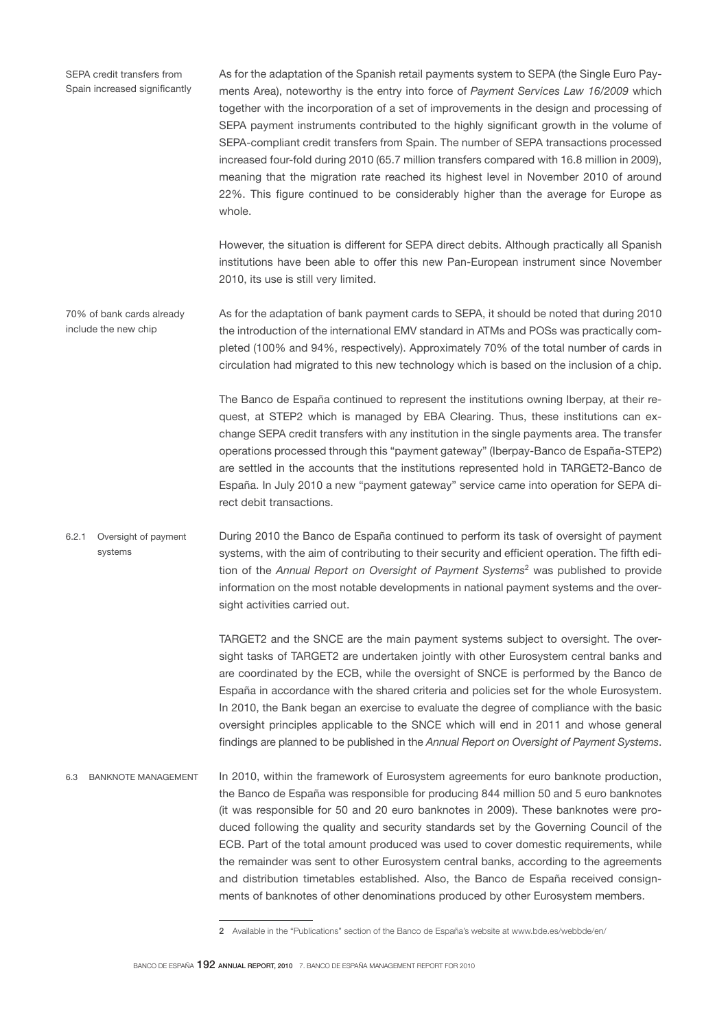SEPA credit transfers from Spain increased significantly

As for the adaptation of the Spanish retail payments system to SEPA (the Single Euro Payments Area), noteworthy is the entry into force of *Payment Services Law 16/2009* which together with the incorporation of a set of improvements in the design and processing of SEPA payment instruments contributed to the highly significant growth in the volume of SEPA-compliant credit transfers from Spain. The number of SEPA transactions processed increased four-fold during 2010 (65.7 million transfers compared with 16.8 million in 2009), meaning that the migration rate reached its highest level in November 2010 of around 22%. This figure continued to be considerably higher than the average for Europe as whole.

However, the situation is different for SEPA direct debits. Although practically all Spanish institutions have been able to offer this new Pan-European instrument since November 2010, its use is still very limited.

70% of bank cards already include the new chip

As for the adaptation of bank payment cards to SEPA, it should be noted that during 2010 the introduction of the international EMV standard in ATMs and POSs was practically completed (100% and 94%, respectively). Approximately 70% of the total number of cards in circulation had migrated to this new technology which is based on the inclusion of a chip.

The Banco de España continued to represent the institutions owning Iberpay, at their request, at STEP2 which is managed by EBA Clearing. Thus, these institutions can exchange SEPA credit transfers with any institution in the single payments area. The transfer operations processed through this "payment gateway" (Iberpay-Banco de España-STEP2) are settled in the accounts that the institutions represented hold in TARGET2-Banco de España. In July 2010 a new "payment gateway" service came into operation for SEPA direct debit transactions.

### 6.2.1 Oversight of payment systems

During 2010 the Banco de España continued to perform its task of oversight of payment systems, with the aim of contributing to their security and efficient operation. The fifth edition of the *Annual Report on Oversight of Payment Systems*[2] was published to provide information on the most notable developments in national payment systems and the oversight activities carried out.

TARGET2 and the SNCE are the main payment systems subject to oversight. The oversight tasks of TARGET2 are undertaken jointly with other Eurosystem central banks and are coordinated by the ECB, while the oversight of SNCE is performed by the Banco de España in accordance with the shared criteria and policies set for the whole Eurosystem. In 2010, the Bank began an exercise to evaluate the degree of compliance with the basic oversight principles applicable to the SNCE which will end in 2011 and whose general findings are planned to be published in the *Annual Report on Oversight of Payment Systems*.

## 6.3 BANKNOTE MANAGEMENT

In 2010, within the framework of Eurosystem agreements for euro banknote production, the Banco de España was responsible for producing 844 million 50 and 5 euro banknotes (it was responsible for 50 and 20 euro banknotes in 2009). These banknotes were produced following the quality and security standards set by the Governing Council of the ECB. Part of the total amount produced was used to cover domestic requirements, while the remainder was sent to other Eurosystem central banks, according to the agreements and distribution timetables established. Also, the Banco de España received consignments of banknotes of other denominations produced by other Eurosystem members.

2 Available in the "Publications" section of the Banco de España's website at www.bde.es/webbde/en/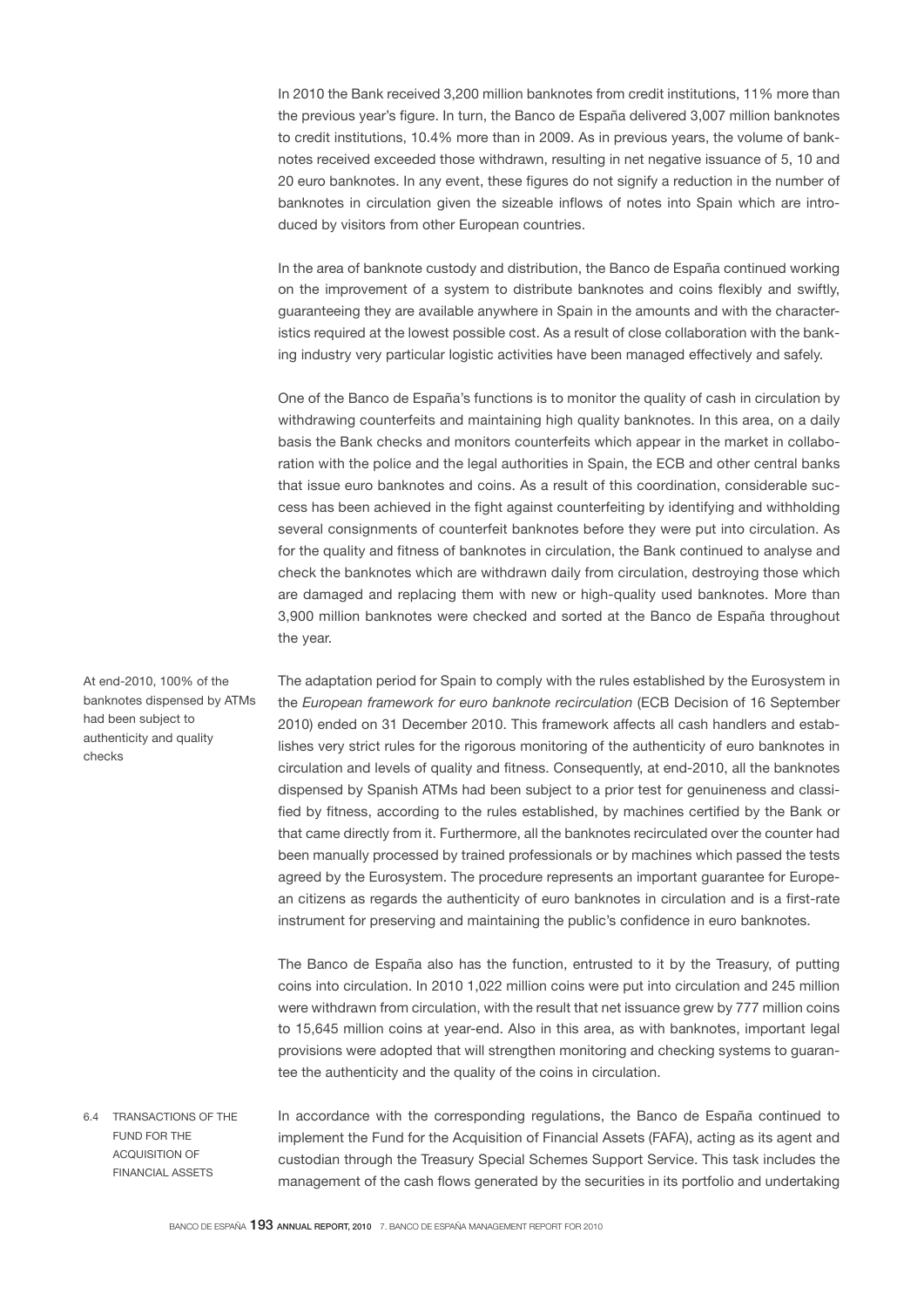In 2010 the Bank received 3,200 million banknotes from credit institutions, 11% more than the previous year's figure. In turn, the Banco de España delivered 3,007 million banknotes to credit institutions, 10.4% more than in 2009. As in previous years, the volume of banknotes received exceeded those withdrawn, resulting in net negative issuance of 5, 10 and 20 euro banknotes. In any event, these figures do not signify a reduction in the number of banknotes in circulation given the sizeable inflows of notes into Spain which are introduced by visitors from other European countries.

In the area of banknote custody and distribution, the Banco de España continued working on the improvement of a system to distribute banknotes and coins flexibly and swiftly, guaranteeing they are available anywhere in Spain in the amounts and with the characteristics required at the lowest possible cost. As a result of close collaboration with the banking industry very particular logistic activities have been managed effectively and safely.

One of the Banco de España's functions is to monitor the quality of cash in circulation by withdrawing counterfeits and maintaining high quality banknotes. In this area, on a daily basis the Bank checks and monitors counterfeits which appear in the market in collaboration with the police and the legal authorities in Spain, the ECB and other central banks that issue euro banknotes and coins. As a result of this coordination, considerable success has been achieved in the fight against counterfeiting by identifying and withholding several consignments of counterfeit banknotes before they were put into circulation. As for the quality and fitness of banknotes in circulation, the Bank continued to analyse and check the banknotes which are withdrawn daily from circulation, destroying those which are damaged and replacing them with new or high-quality used banknotes. More than 3,900 million banknotes were checked and sorted at the Banco de España throughout the year.

At end-2010, 100% of the banknotes dispensed by ATMs had been subject to authenticity and quality checks

The adaptation period for Spain to comply with the rules established by the Eurosystem in the *European framework for euro banknote recirculation* (ECB Decision of 16 September 2010) ended on 31 December 2010. This framework affects all cash handlers and establishes very strict rules for the rigorous monitoring of the authenticity of euro banknotes in circulation and levels of quality and fitness. Consequently, at end-2010, all the banknotes dispensed by Spanish ATMs had been subject to a prior test for genuineness and classified by fitness, according to the rules established, by machines certified by the Bank or that came directly from it. Furthermore, all the banknotes recirculated over the counter had been manually processed by trained professionals or by machines which passed the tests agreed by the Eurosystem. The procedure represents an important guarantee for European citizens as regards the authenticity of euro banknotes in circulation and is a first-rate instrument for preserving and maintaining the public's confidence in euro banknotes.

The Banco de España also has the function, entrusted to it by the Treasury, of putting coins into circulation. In 2010 1,022 million coins were put into circulation and 245 million were withdrawn from circulation, with the result that net issuance grew by 777 million coins to 15,645 million coins at year-end. Also in this area, as with banknotes, important legal provisions were adopted that will strengthen monitoring and checking systems to guarantee the authenticity and the quality of the coins in circulation.

## 6.4 TRANSACTIONS OF THE FUND FOR THE ACQUISITION OF FINANCIAL ASSETS

In accordance with the corresponding regulations, the Banco de España continued to implement the Fund for the Acquisition of Financial Assets (FAFA), acting as its agent and custodian through the Treasury Special Schemes Support Service. This task includes the management of the cash flows generated by the securities in its portfolio and undertaking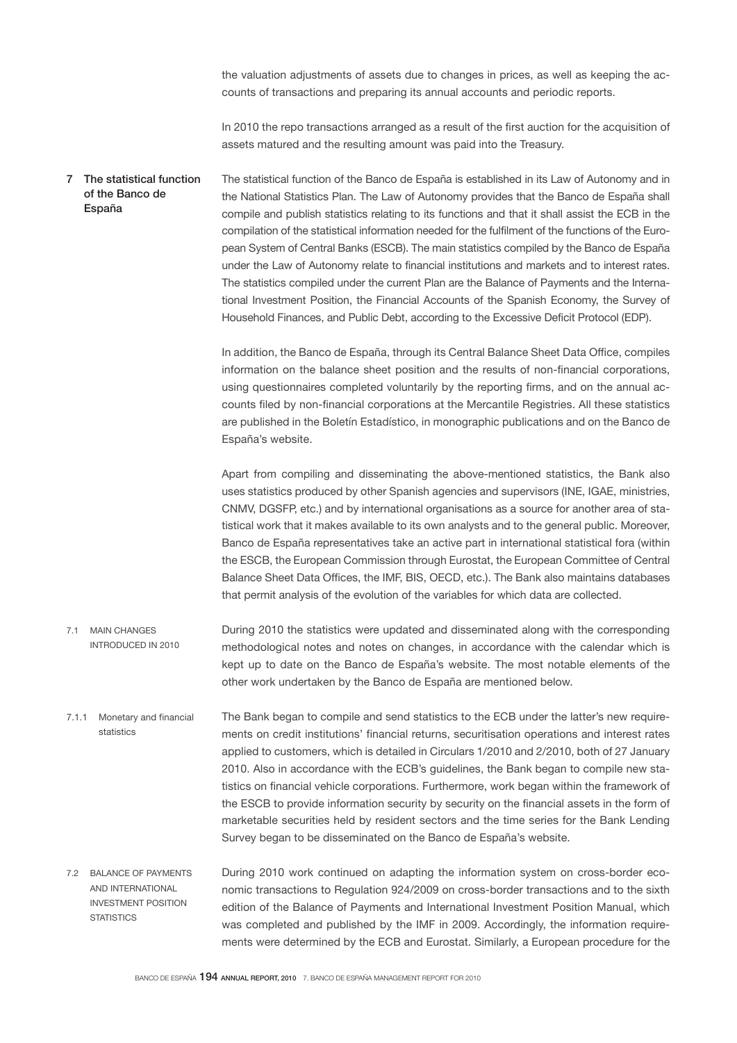the valuation adjustments of assets due to changes in prices, as well as keeping the accounts of transactions and preparing its annual accounts and periodic reports.

In 2010 the repo transactions arranged as a result of the first auction for the acquisition of assets matured and the resulting amount was paid into the Treasury.

## 7 The statistical function of the Banco de España

The statistical function of the Banco de España is established in its Law of Autonomy and in the National Statistics Plan. The Law of Autonomy provides that the Banco de España shall compile and publish statistics relating to its functions and that it shall assist the ECB in the compilation of the statistical information needed for the fulfilment of the functions of the European System of Central Banks (ESCB). The main statistics compiled by the Banco de España under the Law of Autonomy relate to financial institutions and markets and to interest rates. The statistics compiled under the current Plan are the Balance of Payments and the International Investment Position, the Financial Accounts of the Spanish Economy, the Survey of Household Finances, and Public Debt, according to the Excessive Deficit Protocol (EDP).

In addition, the Banco de España, through its Central Balance Sheet Data Office, compiles information on the balance sheet position and the results of non-financial corporations, using questionnaires completed voluntarily by the reporting firms, and on the annual accounts filed by non-financial corporations at the Mercantile Registries. All these statistics are published in the Boletín Estadístico, in monographic publications and on the Banco de España's website.

Apart from compiling and disseminating the above-mentioned statistics, the Bank also uses statistics produced by other Spanish agencies and supervisors (INE, IGAE, ministries, CNMV, DGSFP, etc.) and by international organisations as a source for another area of statistical work that it makes available to its own analysts and to the general public. Moreover, Banco de España representatives take an active part in international statistical fora (within the ESCB, the European Commission through Eurostat, the European Committee of Central Balance Sheet Data Offices, the IMF, BIS, OECD, etc.). The Bank also maintains databases that permit analysis of the evolution of the variables for which data are collected.

### 7.1 MAIN CHANGES INTRODUCED IN 2010

During 2010 the statistics were updated and disseminated along with the corresponding methodological notes and notes on changes, in accordance with the calendar which is kept up to date on the Banco de España's website. The most notable elements of the other work undertaken by the Banco de España are mentioned below.

#### 7.1.1 Monetary and financial statistics

The Bank began to compile and send statistics to the ECB under the latter's new requirements on credit institutions' financial returns, securitisation operations and interest rates applied to customers, which is detailed in Circulars 1/2010 and 2/2010, both of 27 January 2010. Also in accordance with the ECB's guidelines, the Bank began to compile new statistics on financial vehicle corporations. Furthermore, work began within the framework of the ESCB to provide information security by security on the financial assets in the form of marketable securities held by resident sectors and the time series for the Bank Lending Survey began to be disseminated on the Banco de España's website.

### 7.2 BALANCE OF PAYMENTS AND INTERNATIONAL INVESTMENT POSITION STATISTICS

During 2010 work continued on adapting the information system on cross-border economic transactions to Regulation 924/2009 on cross-border transactions and to the sixth edition of the Balance of Payments and International Investment Position Manual, which was completed and published by the IMF in 2009. Accordingly, the information requirements were determined by the ECB and Eurostat. Similarly, a European procedure for the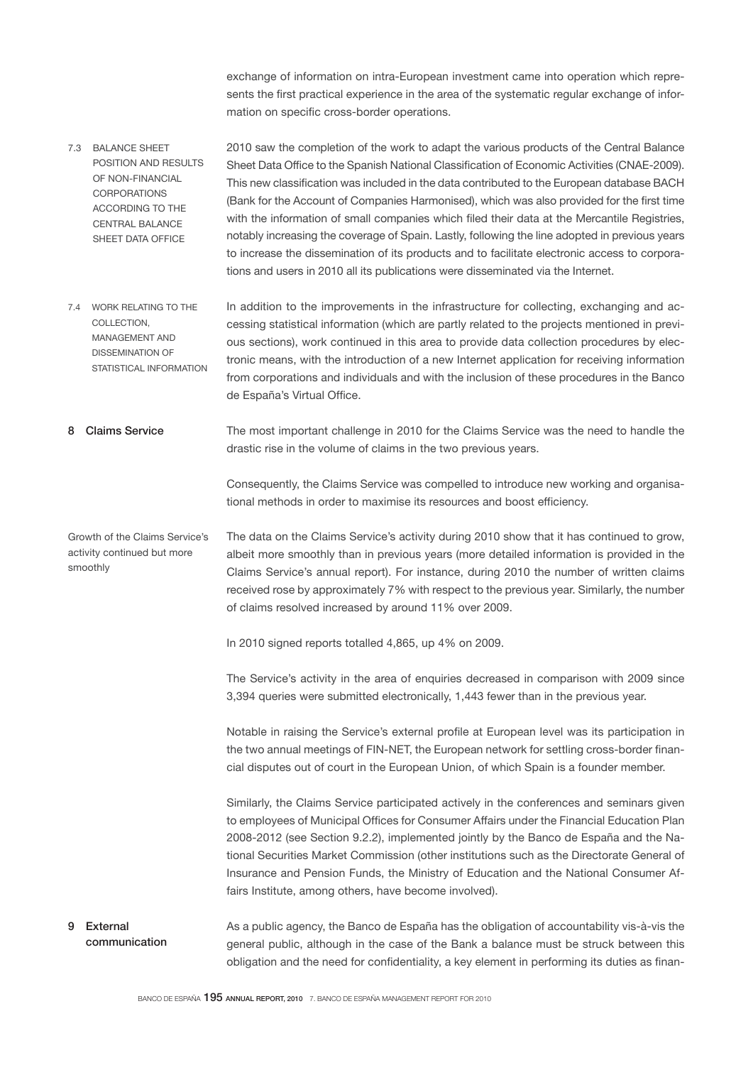exchange of information on intra-European investment came into operation which represents the first practical experience in the area of the systematic regular exchange of information on specific cross-border operations.

### 7.3 BALANCE SHEET POSITION AND RESULTS OF NON-FINANCIAL CORPORATIONS ACCORDING TO THE CENTRAL BALANCE SHEET DATA OFFICE

2010 saw the completion of the work to adapt the various products of the Central Balance Sheet Data Office to the Spanish National Classification of Economic Activities (CNAE-2009). This new classification was included in the data contributed to the European database BACH (Bank for the Account of Companies Harmonised), which was also provided for the first time with the information of small companies which filed their data at the Mercantile Registries, notably increasing the coverage of Spain. Lastly, following the line adopted in previous years to increase the dissemination of its products and to facilitate electronic access to corporations and users in 2010 all its publications were disseminated via the Internet.

### 7.4 WORK RELATING TO THE COLLECTION, MANAGEMENT AND DISSEMINATION OF STATISTICAL INFORMATION

In addition to the improvements in the infrastructure for collecting, exchanging and accessing statistical information (which are partly related to the projects mentioned in previous sections), work continued in this area to provide data collection procedures by electronic means, with the introduction of a new Internet application for receiving information from corporations and individuals and with the inclusion of these procedures in the Banco de España's Virtual Office.

## 8 Claims Service

The most important challenge in 2010 for the Claims Service was the need to handle the drastic rise in the volume of claims in the two previous years.

Consequently, the Claims Service was compelled to introduce new working and organisational methods in order to maximise its resources and boost efficiency.

*Growth of the Claims Service's activity continued but more smoothly*

The data on the Claims Service's activity during 2010 show that it has continued to grow, albeit more smoothly than in previous years (more detailed information is provided in the Claims Service's annual report). For instance, during 2010 the number of written claims received rose by approximately 7% with respect to the previous year. Similarly, the number of claims resolved increased by around 11% over 2009.

In 2010 signed reports totalled 4,865, up 4% on 2009.

The Service's activity in the area of enquiries decreased in comparison with 2009 since 3,394 queries were submitted electronically, 1,443 fewer than in the previous year.

Notable in raising the Service's external profile at European level was its participation in the two annual meetings of FIN-NET, the European network for settling cross-border financial disputes out of court in the European Union, of which Spain is a founder member.

Similarly, the Claims Service participated actively in the conferences and seminars given to employees of Municipal Offices for Consumer Affairs under the Financial Education Plan 2008-2012 (see Section 9.2.2), implemented jointly by the Banco de España and the National Securities Market Commission (other institutions such as the Directorate General of Insurance and Pension Funds, the Ministry of Education and the National Consumer Affairs Institute, among others, have become involved).

## 9 External communication

As a public agency, the Banco de España has the obligation of accountability vis-à-vis the general public, although in the case of the Bank a balance must be struck between this obligation and the need for confidentiality, a key element in performing its duties as finan-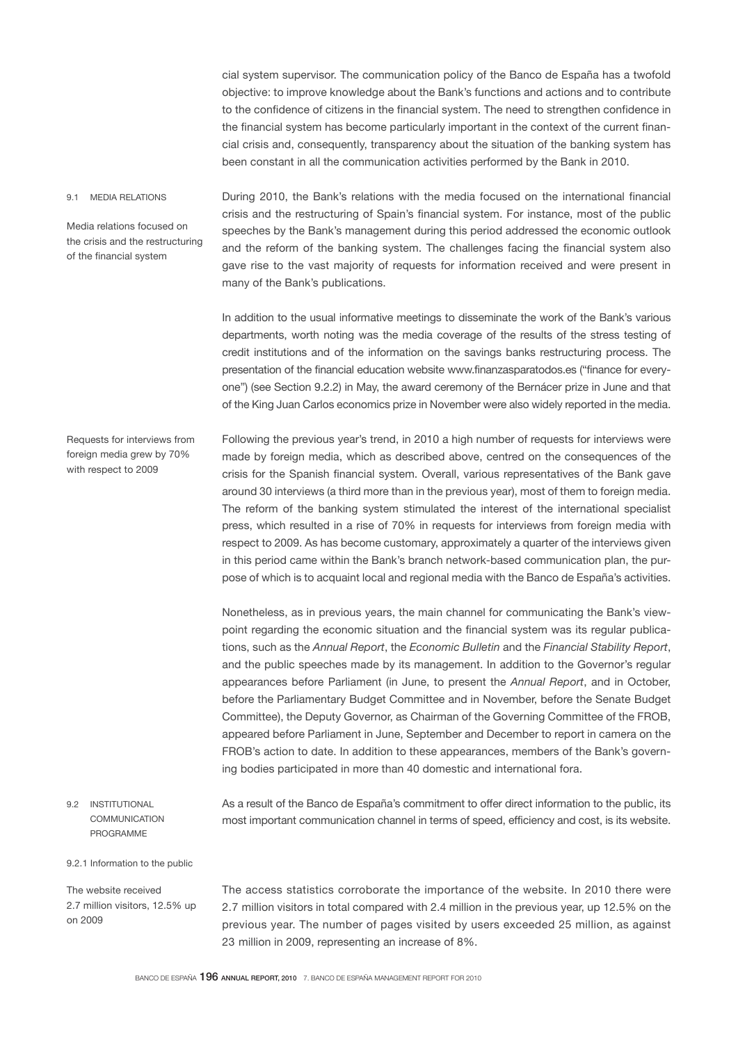cial system supervisor. The communication policy of the Banco de España has a twofold objective: to improve knowledge about the Bank's functions and actions and to contribute to the confidence of citizens in the financial system. The need to strengthen confidence in the financial system has become particularly important in the context of the current financial crisis and, consequently, transparency about the situation of the banking system has been constant in all the communication activities performed by the Bank in 2010.

### 9.1 MEDIA RELATIONS

Media relations focused on the crisis and the restructuring of the financial system

During 2010, the Bank's relations with the media focused on the international financial crisis and the restructuring of Spain's financial system. For instance, most of the public speeches by the Bank's management during this period addressed the economic outlook and the reform of the banking system. The challenges facing the financial system also gave rise to the vast majority of requests for information received and were present in many of the Bank's publications.

In addition to the usual informative meetings to disseminate the work of the Bank's various departments, worth noting was the media coverage of the results of the stress testing of credit institutions and of the information on the savings banks restructuring process. The presentation of the financial education website www.finanzasparatodos.es ("finance for everyone") (see Section 9.2.2) in May, the award ceremony of the Bernácer prize in June and that of the King Juan Carlos economics prize in November were also widely reported in the media.

Requests for interviews from foreign media grew by 70% with respect to 2009

Following the previous year's trend, in 2010 a high number of requests for interviews were made by foreign media, which as described above, centred on the consequences of the crisis for the Spanish financial system. Overall, various representatives of the Bank gave around 30 interviews (a third more than in the previous year), most of them to foreign media. The reform of the banking system stimulated the interest of the international specialist press, which resulted in a rise of 70% in requests for interviews from foreign media with respect to 2009. As has become customary, approximately a quarter of the interviews given in this period came within the Bank's branch network-based communication plan, the purpose of which is to acquaint local and regional media with the Banco de España's activities.

Nonetheless, as in previous years, the main channel for communicating the Bank's viewpoint regarding the economic situation and the financial system was its regular publications, such as the *Annual Report*, the *Economic Bulletin* and the *Financial Stability Report*, and the public speeches made by its management. In addition to the Governor's regular appearances before Parliament (in June, to present the *Annual Report*, and in October, before the Parliamentary Budget Committee and in November, before the Senate Budget Committee), the Deputy Governor, as Chairman of the Governing Committee of the FROB, appeared before Parliament in June, September and December to report in camera on the FROB's action to date. In addition to these appearances, members of the Bank's governing bodies participated in more than 40 domestic and international fora.

### 9.2 INSTITUTIONAL COMMUNICATION PROGRAMME

As a result of the Banco de España's commitment to offer direct information to the public, its most important communication channel in terms of speed, efficiency and cost, is its website.

#### 9.2.1 Information to the public

The website received 2.7 million visitors, 12.5% up on 2009

The access statistics corroborate the importance of the website. In 2010 there were 2.7 million visitors in total compared with 2.4 million in the previous year, up 12.5% on the previous year. The number of pages visited by users exceeded 25 million, as against 23 million in 2009, representing an increase of 8%.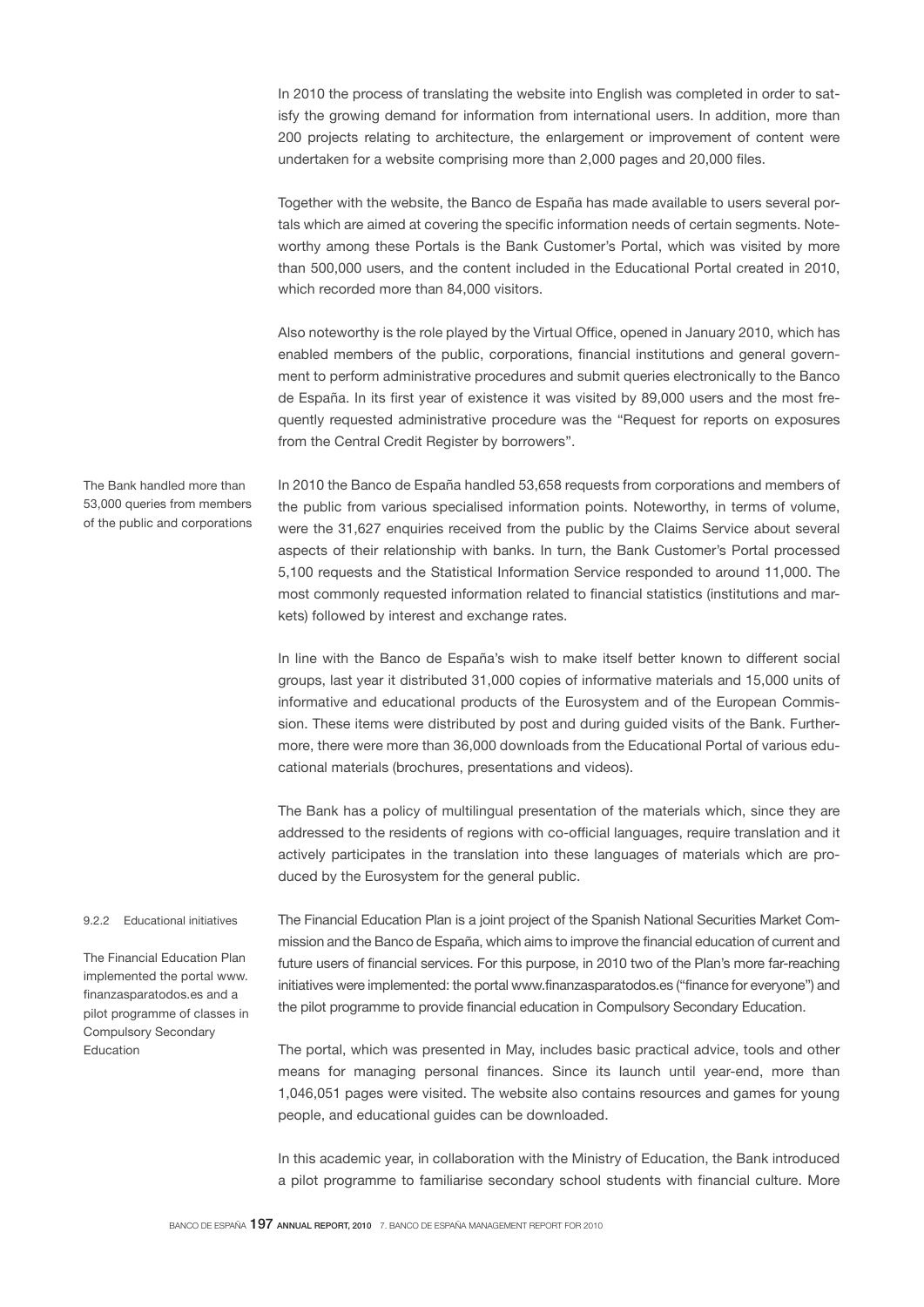In 2010 the process of translating the website into English was completed in order to satisfy the growing demand for information from international users. In addition, more than 200 projects relating to architecture, the enlargement or improvement of content were undertaken for a website comprising more than 2,000 pages and 20,000 files.

Together with the website, the Banco de España has made available to users several portals which are aimed at covering the specific information needs of certain segments. Noteworthy among these Portals is the Bank Customer's Portal, which was visited by more than 500,000 users, and the content included in the Educational Portal created in 2010, which recorded more than 84,000 visitors.

Also noteworthy is the role played by the Virtual Office, opened in January 2010, which has enabled members of the public, corporations, financial institutions and general government to perform administrative procedures and submit queries electronically to the Banco de España. In its first year of existence it was visited by 89,000 users and the most frequently requested administrative procedure was the "Request for reports on exposures from the Central Credit Register by borrowers".

The Bank handled more than 53,000 queries from members of the public and corporations

In 2010 the Banco de España handled 53,658 requests from corporations and members of the public from various specialised information points. Noteworthy, in terms of volume, were the 31,627 enquiries received from the public by the Claims Service about several aspects of their relationship with banks. In turn, the Bank Customer's Portal processed 5,100 requests and the Statistical Information Service responded to around 11,000. The most commonly requested information related to financial statistics (institutions and markets) followed by interest and exchange rates.

In line with the Banco de España's wish to make itself better known to different social groups, last year it distributed 31,000 copies of informative materials and 15,000 units of informative and educational products of the Eurosystem and of the European Commission. These items were distributed by post and during guided visits of the Bank. Furthermore, there were more than 36,000 downloads from the Educational Portal of various educational materials (brochures, presentations and videos).

The Bank has a policy of multilingual presentation of the materials which, since they are addressed to the residents of regions with co-official languages, require translation and it actively participates in the translation into these languages of materials which are produced by the Eurosystem for the general public.

### 9.2.2 Educational initiatives

The Financial Education Plan implemented the portal www.finanzasparatodos.es and a pilot programme of classes in Compulsory Secondary Education

The Financial Education Plan is a joint project of the Spanish National Securities Market Commission and the Banco de España, which aims to improve the financial education of current and future users of financial services. For this purpose, in 2010 two of the Plan's more far-reaching initiatives were implemented: the portal www.finanzasparatodos.es ("finance for everyone") and the pilot programme to provide financial education in Compulsory Secondary Education.

The portal, which was presented in May, includes basic practical advice, tools and other means for managing personal finances. Since its launch until year-end, more than 1,046,051 pages were visited. The website also contains resources and games for young people, and educational guides can be downloaded.

In this academic year, in collaboration with the Ministry of Education, the Bank introduced a pilot programme to familiarise secondary school students with financial culture. More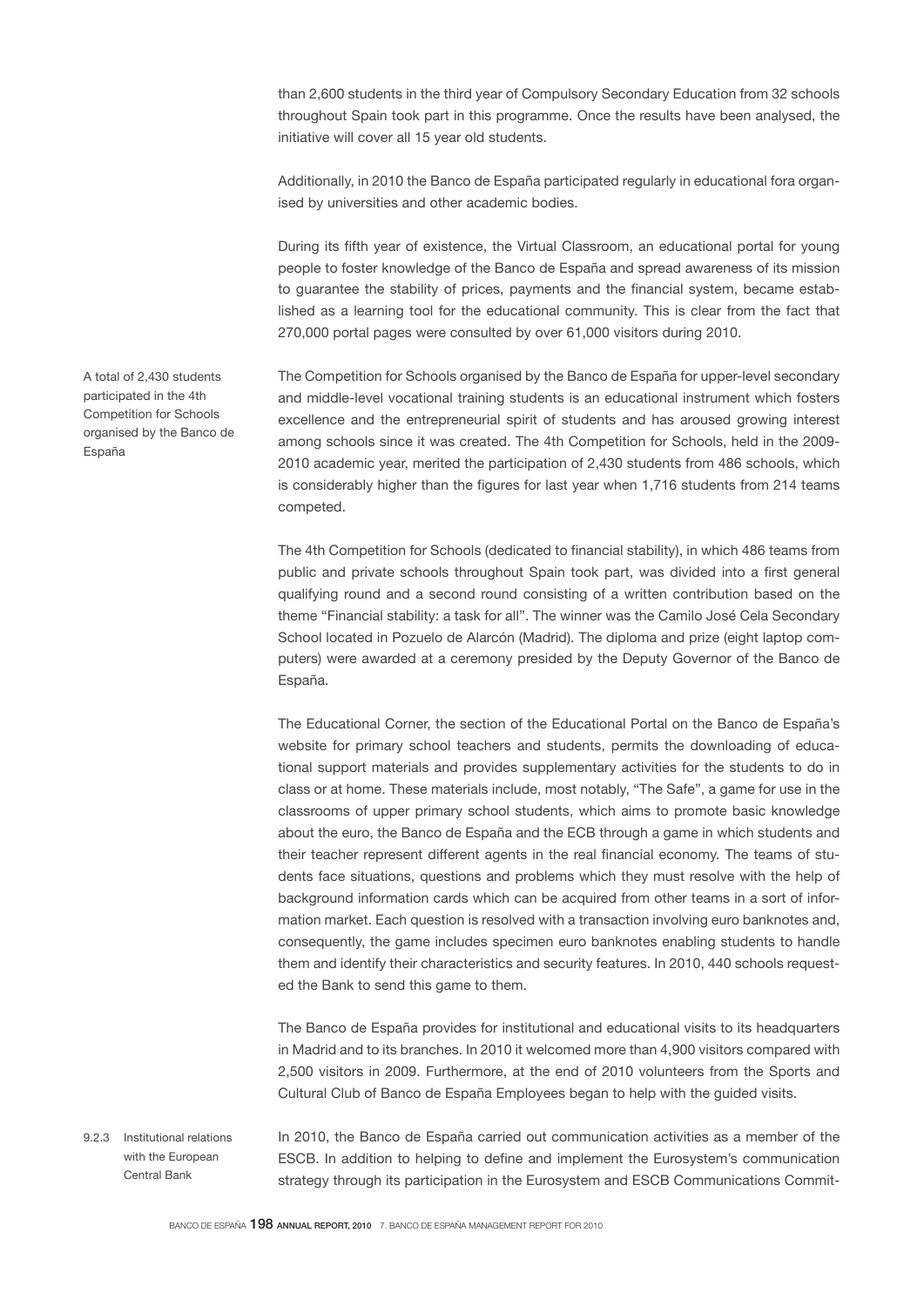than 2,600 students in the third year of Compulsory Secondary Education from 32 schools throughout Spain took part in this programme. Once the results have been analysed, the initiative will cover all 15 year old students.

Additionally, in 2010 the Banco de España participated regularly in educational fora organised by universities and other academic bodies.

During its fifth year of existence, the Virtual Classroom, an educational portal for young people to foster knowledge of the Banco de España and spread awareness of its mission to guarantee the stability of prices, payments and the financial system, became established as a learning tool for the educational community. This is clear from the fact that 270,000 portal pages were consulted by over 61,000 visitors during 2010.

A total of 2,430 students participated in the 4th Competition for Schools organised by the Banco de España

The Competition for Schools organised by the Banco de España for upper-level secondary and middle-level vocational training students is an educational instrument which fosters excellence and the entrepreneurial spirit of students and has aroused growing interest among schools since it was created. The 4th Competition for Schools, held in the 2009-2010 academic year, merited the participation of 2,430 students from 486 schools, which is considerably higher than the figures for last year when 1,716 students from 214 teams competed.

The 4th Competition for Schools (dedicated to financial stability), in which 486 teams from public and private schools throughout Spain took part, was divided into a first general qualifying round and a second round consisting of a written contribution based on the theme "Financial stability: a task for all". The winner was the Camilo José Cela Secondary School located in Pozuelo de Alarcón (Madrid). The diploma and prize (eight laptop computers) were awarded at a ceremony presided by the Deputy Governor of the Banco de España.

The Educational Corner, the section of the Educational Portal on the Banco de España's website for primary school teachers and students, permits the downloading of educational support materials and provides supplementary activities for the students to do in class or at home. These materials include, most notably, "The Safe", a game for use in the classrooms of upper primary school students, which aims to promote basic knowledge about the euro, the Banco de España and the ECB through a game in which students and their teacher represent different agents in the real financial economy. The teams of students face situations, questions and problems which they must resolve with the help of background information cards which can be acquired from other teams in a sort of information market. Each question is resolved with a transaction involving euro banknotes and, consequently, the game includes specimen euro banknotes enabling students to handle them and identify their characteristics and security features. In 2010, 440 schools requested the Bank to send this game to them.

The Banco de España provides for institutional and educational visits to its headquarters in Madrid and to its branches. In 2010 it welcomed more than 4,900 visitors compared with 2,500 visitors in 2009. Furthermore, at the end of 2010 volunteers from the Sports and Cultural Club of Banco de España Employees began to help with the guided visits.

### 9.2.3 Institutional relations with the European Central Bank

In 2010, the Banco de España carried out communication activities as a member of the ESCB. In addition to helping to define and implement the Eurosystem's communication strategy through its participation in the Eurosystem and ESCB Communications Commit-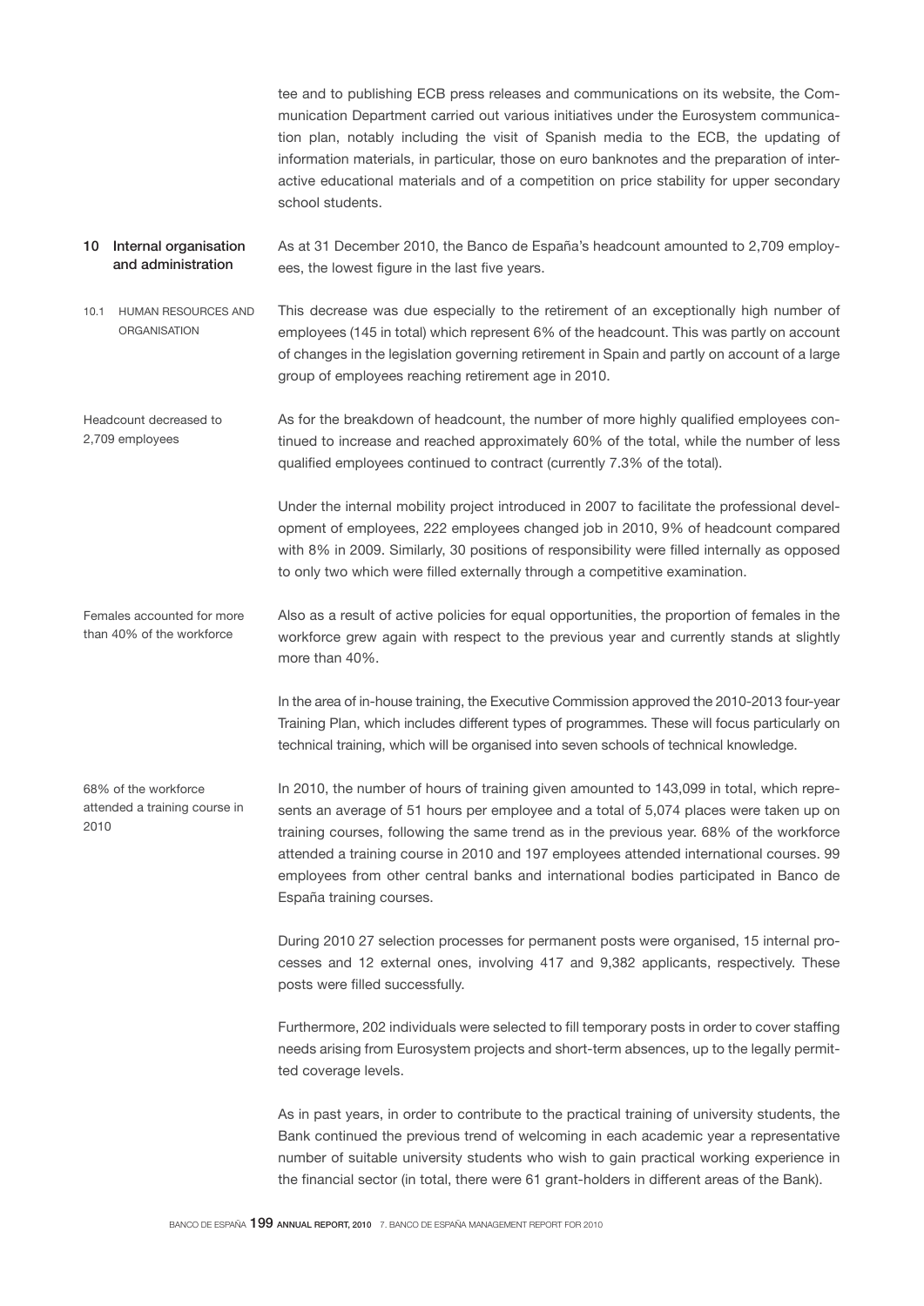tee and to publishing ECB press releases and communications on its website, the Communication Department carried out various initiatives under the Eurosystem communication plan, notably including the visit of Spanish media to the ECB, the updating of information materials, in particular, those on euro banknotes and the preparation of interactive educational materials and of a competition on price stability for upper secondary school students.

## 10 Internal organisation and administration

As at 31 December 2010, the Banco de España's headcount amounted to 2,709 employees, the lowest figure in the last five years.

### 10.1 HUMAN RESOURCES AND ORGANISATION

This decrease was due especially to the retirement of an exceptionally high number of employees (145 in total) which represent 6% of the headcount. This was partly on account of changes in the legislation governing retirement in Spain and partly on account of a large group of employees reaching retirement age in 2010.

*Headcount decreased to 2,709 employees*

As for the breakdown of headcount, the number of more highly qualified employees continued to increase and reached approximately 60% of the total, while the number of less qualified employees continued to contract (currently 7.3% of the total).

Under the internal mobility project introduced in 2007 to facilitate the professional development of employees, 222 employees changed job in 2010, 9% of headcount compared with 8% in 2009. Similarly, 30 positions of responsibility were filled internally as opposed to only two which were filled externally through a competitive examination.

*Females accounted for more than 40% of the workforce*

Also as a result of active policies for equal opportunities, the proportion of females in the workforce grew again with respect to the previous year and currently stands at slightly more than 40%.

In the area of in-house training, the Executive Commission approved the 2010-2013 four-year Training Plan, which includes different types of programmes. These will focus particularly on technical training, which will be organised into seven schools of technical knowledge.

*68% of the workforce attended a training course in 2010*

In 2010, the number of hours of training given amounted to 143,099 in total, which represents an average of 51 hours per employee and a total of 5,074 places were taken up on training courses, following the same trend as in the previous year. 68% of the workforce attended a training course in 2010 and 197 employees attended international courses. 99 employees from other central banks and international bodies participated in Banco de España training courses.

During 2010 27 selection processes for permanent posts were organised, 15 internal processes and 12 external ones, involving 417 and 9,382 applicants, respectively. These posts were filled successfully.

Furthermore, 202 individuals were selected to fill temporary posts in order to cover staffing needs arising from Eurosystem projects and short-term absences, up to the legally permitted coverage levels.

As in past years, in order to contribute to the practical training of university students, the Bank continued the previous trend of welcoming in each academic year a representative number of suitable university students who wish to gain practical working experience in the financial sector (in total, there were 61 grant-holders in different areas of the Bank).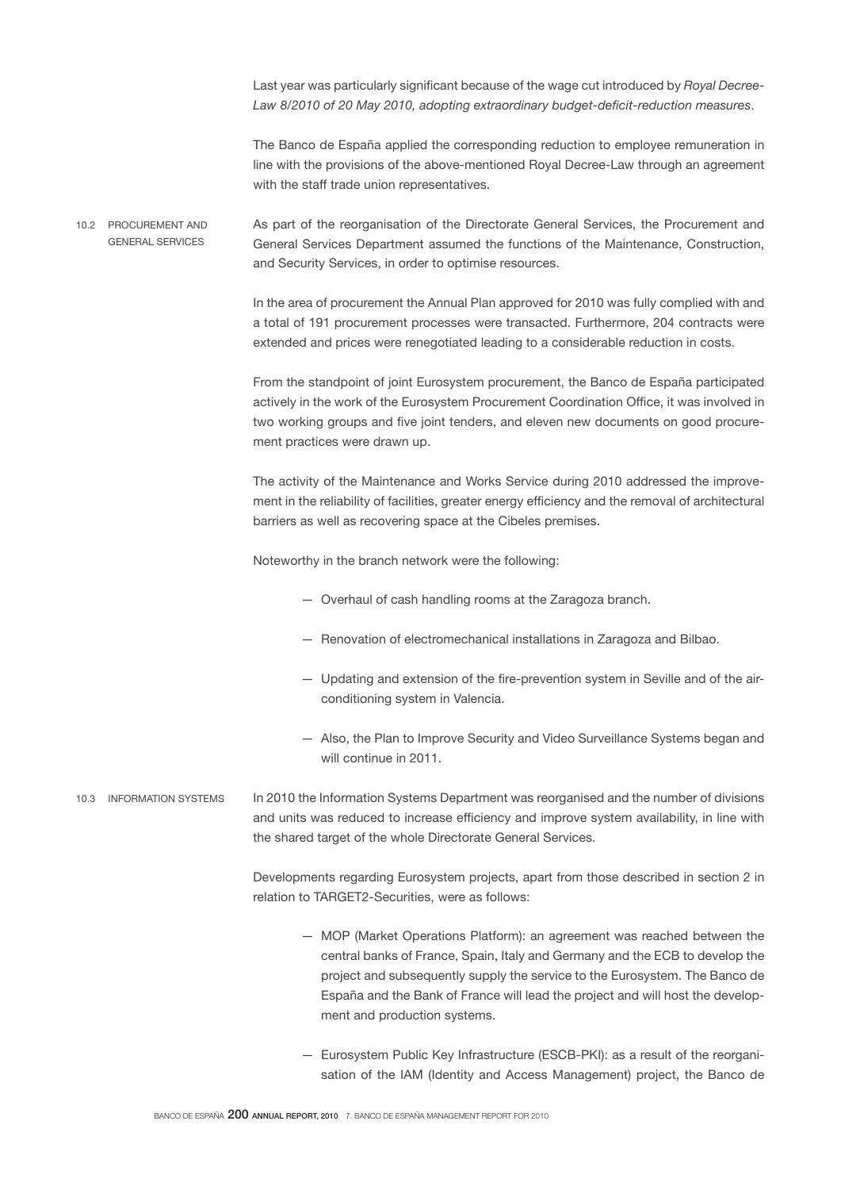Last year was particularly significant because of the wage cut introduced by *Royal Decree-Law 8/2010 of 20 May 2010, adopting extraordinary budget-deficit-reduction measures*.

The Banco de España applied the corresponding reduction to employee remuneration in line with the provisions of the above-mentioned Royal Decree-Law through an agreement with the staff trade union representatives.

## 10.2 PROCUREMENT AND GENERAL SERVICES

As part of the reorganisation of the Directorate General Services, the Procurement and General Services Department assumed the functions of the Maintenance, Construction, and Security Services, in order to optimise resources.

In the area of procurement the Annual Plan approved for 2010 was fully complied with and a total of 191 procurement processes were transacted. Furthermore, 204 contracts were extended and prices were renegotiated leading to a considerable reduction in costs.

From the standpoint of joint Eurosystem procurement, the Banco de España participated actively in the work of the Eurosystem Procurement Coordination Office, it was involved in two working groups and five joint tenders, and eleven new documents on good procurement practices were drawn up.

The activity of the Maintenance and Works Service during 2010 addressed the improvement in the reliability of facilities, greater energy efficiency and the removal of architectural barriers as well as recovering space at the Cibeles premises.

Noteworthy in the branch network were the following:

- Overhaul of cash handling rooms at the Zaragoza branch.
- Renovation of electromechanical installations in Zaragoza and Bilbao.
- Updating and extension of the fire-prevention system in Seville and of the air-conditioning system in Valencia.
- Also, the Plan to Improve Security and Video Surveillance Systems began and will continue in 2011.

## 10.3 INFORMATION SYSTEMS

In 2010 the Information Systems Department was reorganised and the number of divisions and units was reduced to increase efficiency and improve system availability, in line with the shared target of the whole Directorate General Services.

Developments regarding Eurosystem projects, apart from those described in section 2 in relation to TARGET2-Securities, were as follows:

- MOP (Market Operations Platform): an agreement was reached between the central banks of France, Spain, Italy and Germany and the ECB to develop the project and subsequently supply the service to the Eurosystem. The Banco de España and the Bank of France will lead the project and will host the development and production systems.
- Eurosystem Public Key Infrastructure (ESCB-PKI): as a result of the reorganisation of the IAM (Identity and Access Management) project, the Banco de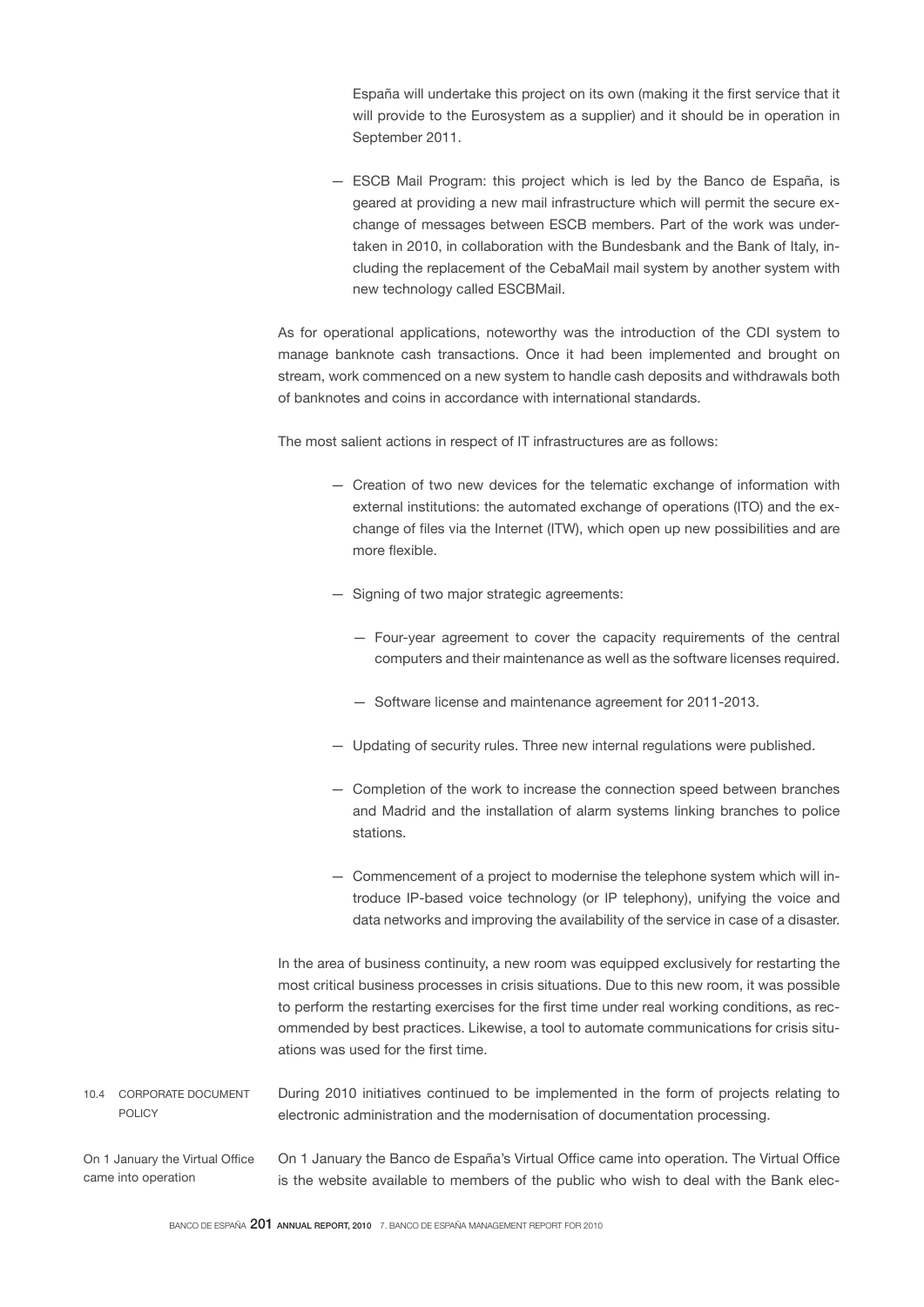España will undertake this project on its own (making it the first service that it will provide to the Eurosystem as a supplier) and it should be in operation in September 2011.

— ESCB Mail Program: this project which is led by the Banco de España, is geared at providing a new mail infrastructure which will permit the secure exchange of messages between ESCB members. Part of the work was undertaken in 2010, in collaboration with the Bundesbank and the Bank of Italy, including the replacement of the CebaMail mail system by another system with new technology called ESCBMail.

As for operational applications, noteworthy was the introduction of the CDI system to manage banknote cash transactions. Once it had been implemented and brought on stream, work commenced on a new system to handle cash deposits and withdrawals both of banknotes and coins in accordance with international standards.

The most salient actions in respect of IT infrastructures are as follows:

— Creation of two new devices for the telematic exchange of information with external institutions: the automated exchange of operations (ITO) and the exchange of files via the Internet (ITW), which open up new possibilities and are more flexible.

— Signing of two major strategic agreements:

  — Four-year agreement to cover the capacity requirements of the central computers and their maintenance as well as the software licenses required.

  — Software license and maintenance agreement for 2011-2013.

— Updating of security rules. Three new internal regulations were published.

— Completion of the work to increase the connection speed between branches and Madrid and the installation of alarm systems linking branches to police stations.

— Commencement of a project to modernise the telephone system which will introduce IP-based voice technology (or IP telephony), unifying the voice and data networks and improving the availability of the service in case of a disaster.

In the area of business continuity, a new room was equipped exclusively for restarting the most critical business processes in crisis situations. Due to this new room, it was possible to perform the restarting exercises for the first time under real working conditions, as recommended by best practices. Likewise, a tool to automate communications for crisis situations was used for the first time.

## 10.4 CORPORATE DOCUMENT POLICY

During 2010 initiatives continued to be implemented in the form of projects relating to electronic administration and the modernisation of documentation processing.

*On 1 January the Virtual Office came into operation*

On 1 January the Banco de España's Virtual Office came into operation. The Virtual Office is the website available to members of the public who wish to deal with the Bank elec-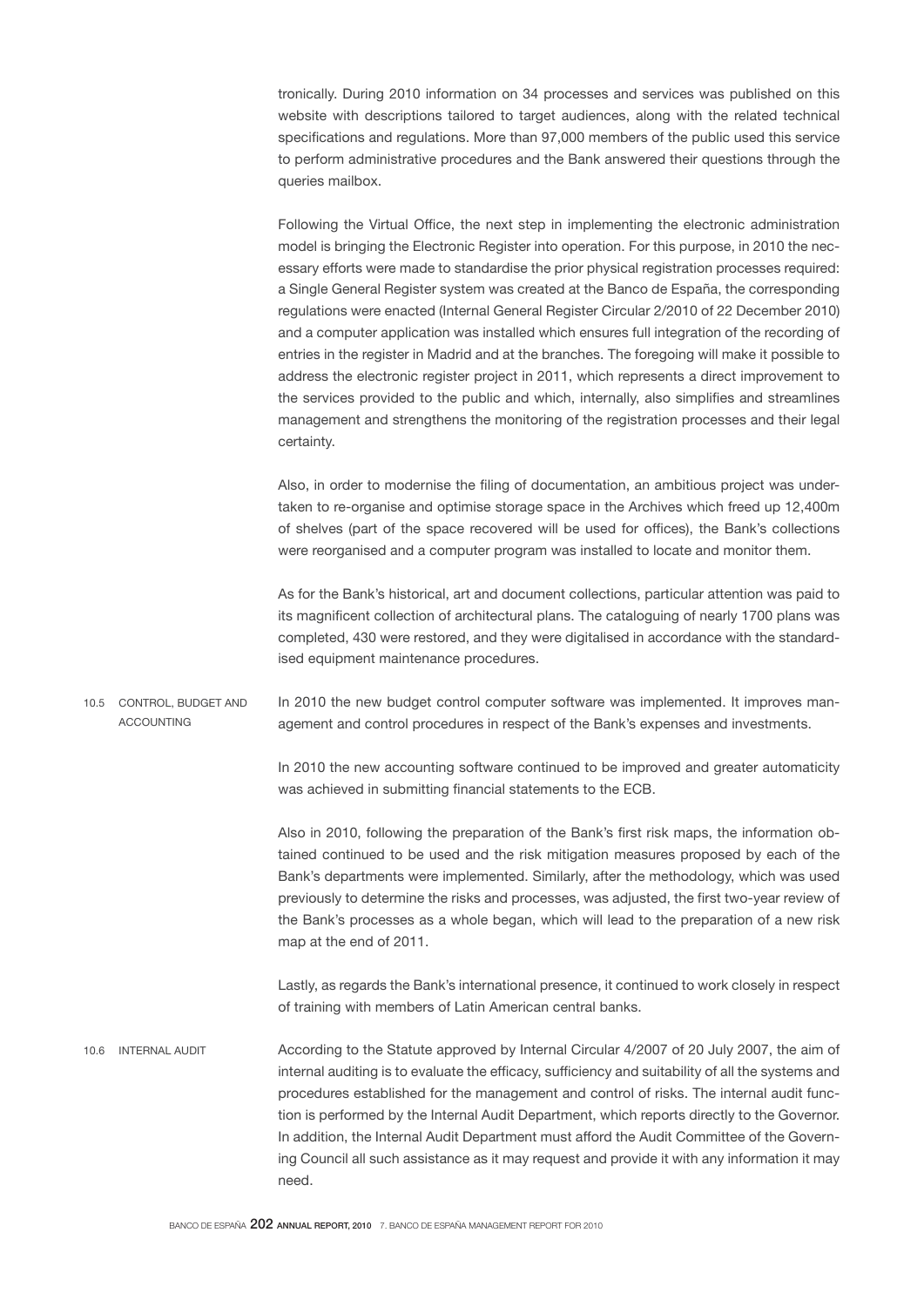tronically. During 2010 information on 34 processes and services was published on this website with descriptions tailored to target audiences, along with the related technical specifications and regulations. More than 97,000 members of the public used this service to perform administrative procedures and the Bank answered their questions through the queries mailbox.

Following the Virtual Office, the next step in implementing the electronic administration model is bringing the Electronic Register into operation. For this purpose, in 2010 the necessary efforts were made to standardise the prior physical registration processes required: a Single General Register system was created at the Banco de España, the corresponding regulations were enacted (Internal General Register Circular 2/2010 of 22 December 2010) and a computer application was installed which ensures full integration of the recording of entries in the register in Madrid and at the branches. The foregoing will make it possible to address the electronic register project in 2011, which represents a direct improvement to the services provided to the public and which, internally, also simplifies and streamlines management and strengthens the monitoring of the registration processes and their legal certainty.

Also, in order to modernise the filing of documentation, an ambitious project was undertaken to re-organise and optimise storage space in the Archives which freed up 12,400m of shelves (part of the space recovered will be used for offices), the Bank's collections were reorganised and a computer program was installed to locate and monitor them.

As for the Bank's historical, art and document collections, particular attention was paid to its magnificent collection of architectural plans. The cataloguing of nearly 1700 plans was completed, 430 were restored, and they were digitalised in accordance with the standardised equipment maintenance procedures.

## 10.5 CONTROL, BUDGET AND ACCOUNTING

In 2010 the new budget control computer software was implemented. It improves management and control procedures in respect of the Bank's expenses and investments.

In 2010 the new accounting software continued to be improved and greater automaticity was achieved in submitting financial statements to the ECB.

Also in 2010, following the preparation of the Bank's first risk maps, the information obtained continued to be used and the risk mitigation measures proposed by each of the Bank's departments were implemented. Similarly, after the methodology, which was used previously to determine the risks and processes, was adjusted, the first two-year review of the Bank's processes as a whole began, which will lead to the preparation of a new risk map at the end of 2011.

Lastly, as regards the Bank's international presence, it continued to work closely in respect of training with members of Latin American central banks.

## 10.6 INTERNAL AUDIT

According to the Statute approved by Internal Circular 4/2007 of 20 July 2007, the aim of internal auditing is to evaluate the efficacy, sufficiency and suitability of all the systems and procedures established for the management and control of risks. The internal audit function is performed by the Internal Audit Department, which reports directly to the Governor. In addition, the Internal Audit Department must afford the Audit Committee of the Governing Council all such assistance as it may request and provide it with any information it may need.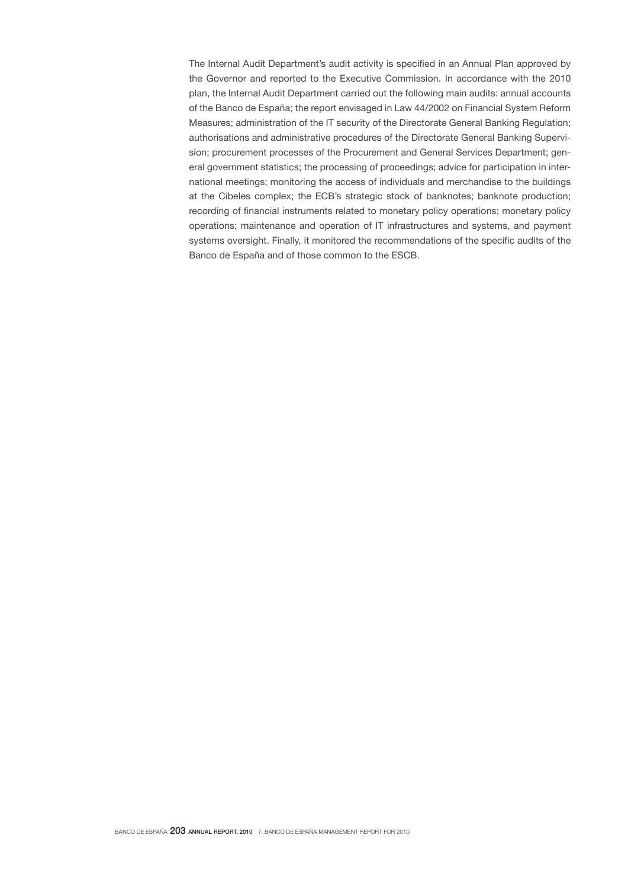The Internal Audit Department's audit activity is specified in an Annual Plan approved by the Governor and reported to the Executive Commission. In accordance with the 2010 plan, the Internal Audit Department carried out the following main audits: annual accounts of the Banco de España; the report envisaged in Law 44/2002 on Financial System Reform Measures; administration of the IT security of the Directorate General Banking Regulation; authorisations and administrative procedures of the Directorate General Banking Supervision; procurement processes of the Procurement and General Services Department; general government statistics; the processing of proceedings; advice for participation in international meetings; monitoring the access of individuals and merchandise to the buildings at the Cibeles complex; the ECB's strategic stock of banknotes; banknote production; recording of financial instruments related to monetary policy operations; monetary policy operations; maintenance and operation of IT infrastructures and systems, and payment systems oversight. Finally, it monitored the recommendations of the specific audits of the Banco de España and of those common to the ESCB.